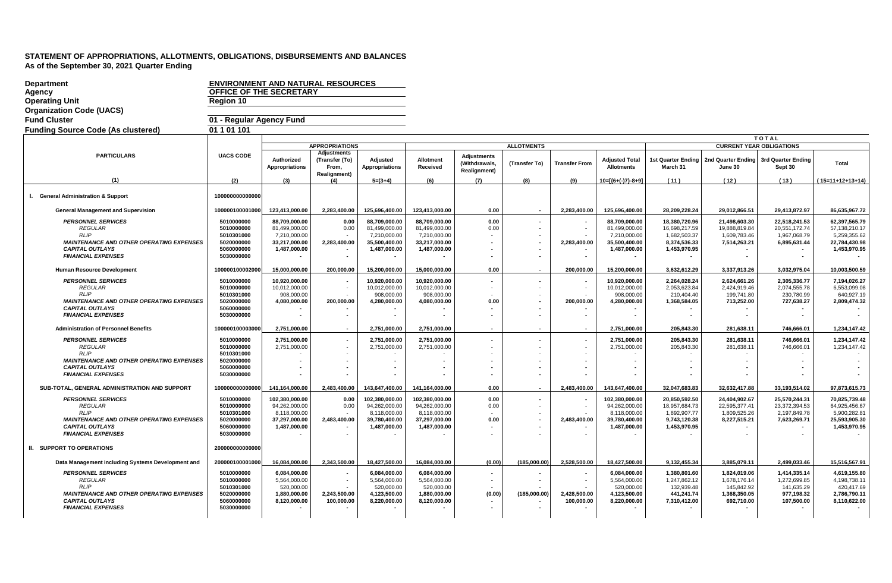**STATEMENT OF APPROPRIATIONS, ALLOTMENTS, OBLIGATIONS, DISBURSEMENTS AND BALANCES**
**As of the September 30, 2021 Quarter Ending**

| | |
|---|---|
| **Department** | **ENVIRONMENT AND NATURAL RESOURCES** |
| **Agency** | **OFFICE OF THE SECRETARY** |
| **Operating Unit** | **Region 10** |
| **Organization Code (UACS)** | |
| **Fund Cluster** | **01 - Regular Agency Fund** |
| **Funding Source Code (As clustered)** | **01 1 01 101** |

| PARTICULARS | UACS CODE | APPROPRIATIONS | | | ALLOTMENTS | | | | | TOTAL CURRENT YEAR OBLIGATIONS | | | |
|---|---|---|---|---|---|---|---|---|---|---|---|---|---|
| | | Authorized Appropriations | Adjustments (Transfer (To) From, Realignment) | Adjusted Appropriations | Allotment Received | Adjustments (Withdrawals, Realignment) | (Transfer To) | Transfer From | Adjusted Total Allotments | 1st Quarter Ending March 31 | 2nd Quarter Ending June 30 | 3rd Quarter Ending Sept 30 | Total |
| (1) | (2) | (3) | (4) | 5=(3+4) | (6) | (7) | (8) | (9) | 10=[{6+(-)7}-8+9] | (11) | (12) | (13) | (15=11+12+13+14) |
| **I. General Administration & Support** | **100000000000000** | | | | | | | | | | | | |
| **General Management and Supervision** | **100000100001000** | **123,413,000.00** | **2,283,400.00** | **125,696,400.00** | **123,413,000.00** | **0.00** | **-** | **2,283,400.00** | **125,696,400.00** | **28,209,228.24** | **29,012,866.51** | **29,413,872.97** | **86,635,967.72** |
| ***PERSONNEL SERVICES*** | **5010000000** | **88,709,000.00** | **0.00** | **88,709,000.00** | **88,709,000.00** | **0.00** | **-** | **-** | **88,709,000.00** | **18,380,720.96** | **21,498,603.30** | **22,518,241.53** | **62,397,565.79** |
| *REGULAR* | 5010000000 | 81,499,000.00 | 0.00 | 81,499,000.00 | 81,499,000.00 | 0.00 | - | - | 81,499,000.00 | 16,698,217.59 | 19,888,819.84 | 20,551,172.74 | 57,138,210.17 |
| *RLIP* | 5010301000 | 7,210,000.00 | - | 7,210,000.00 | 7,210,000.00 | - | - | - | 7,210,000.00 | 1,682,503.37 | 1,609,783.46 | 1,967,068.79 | 5,259,355.62 |
| ***MAINTENANCE AND OTHER OPERATING EXPENSES*** | **5020000000** | **33,217,000.00** | **2,283,400.00** | **35,500,400.00** | **33,217,000.00** | **-** | **-** | **2,283,400.00** | **35,500,400.00** | **8,374,536.33** | **7,514,263.21** | **6,895,631.44** | **22,784,430.98** |
| ***CAPITAL OUTLAYS*** | **5060000000** | **1,487,000.00** | **-** | **1,487,000.00** | **1,487,000.00** | **-** | **-** | **-** | **1,487,000.00** | **1,453,970.95** | **-** | **-** | **1,453,970.95** |
| ***FINANCIAL EXPENSES*** | **5030000000** | **-** | **-** | **-** | **-** | **-** | **-** | **-** | **-** | **-** | **-** | **-** | **-** |
| **Human Resource Development** | **100000100002000** | **15,000,000.00** | **200,000.00** | **15,200,000.00** | **15,000,000.00** | **0.00** | **-** | **200,000.00** | **15,200,000.00** | **3,632,612.29** | **3,337,913.26** | **3,032,975.04** | **10,003,500.59** |
| ***PERSONNEL SERVICES*** | **5010000000** | **10,920,000.00** | **-** | **10,920,000.00** | **10,920,000.00** | **-** | **-** | **-** | **10,920,000.00** | **2,264,028.24** | **2,624,661.26** | **2,305,336.77** | **7,194,026.27** |
| *REGULAR* | 5010000000 | 10,012,000.00 | - | 10,012,000.00 | 10,012,000.00 | - | - | - | 10,012,000.00 | 2,053,623.84 | 2,424,919.46 | 2,074,555.78 | 6,553,099.08 |
| *RLIP* | 5010301000 | 908,000.00 | - | 908,000.00 | 908,000.00 | - | - | - | 908,000.00 | 210,404.40 | 199,741.80 | 230,780.99 | 640,927.19 |
| ***MAINTENANCE AND OTHER OPERATING EXPENSES*** | **5020000000** | **4,080,000.00** | **200,000.00** | **4,280,000.00** | **4,080,000.00** | **0.00** | **-** | **200,000.00** | **4,280,000.00** | **1,368,584.05** | **713,252.00** | **727,638.27** | **2,809,474.32** |
| ***CAPITAL OUTLAYS*** | **5060000000** | **-** | **-** | **-** | **-** | **-** | **-** | **-** | **-** | **-** | **-** | **-** | **-** |
| ***FINANCIAL EXPENSES*** | **5030000000** | **-** | **-** | **-** | **-** | **-** | **-** | **-** | **-** | **-** | **-** | **-** | **-** |
| **Administration of Personnel Benefits** | **100000100003000** | **2,751,000.00** | **-** | **2,751,000.00** | **2,751,000.00** | **-** | **-** | **-** | **2,751,000.00** | **205,843.30** | **281,638.11** | **746,666.01** | **1,234,147.42** |
| ***PERSONNEL SERVICES*** | **5010000000** | **2,751,000.00** | **-** | **2,751,000.00** | **2,751,000.00** | **-** | **-** | **-** | **2,751,000.00** | **205,843.30** | **281,638.11** | **746,666.01** | **1,234,147.42** |
| *REGULAR* | 5010000000 | 2,751,000.00 | - | 2,751,000.00 | 2,751,000.00 | - | - | - | 2,751,000.00 | 205,843.30 | 281,638.11 | 746,666.01 | 1,234,147.42 |
| *RLIP* | 5010301000 | | - | | - | - | - | - | - | - | - | - | - |
| ***MAINTENANCE AND OTHER OPERATING EXPENSES*** | **5020000000** | **-** | **-** | **-** | **-** | **-** | **-** | **-** | **-** | **-** | **-** | **-** | **-** |
| ***CAPITAL OUTLAYS*** | **5060000000** | **-** | **-** | **-** | **-** | **-** | **-** | **-** | **-** | **-** | **-** | **-** | **-** |
| ***FINANCIAL EXPENSES*** | **5030000000** | **-** | **-** | **-** | **-** | **-** | **-** | **-** | **-** | **-** | **-** | **-** | **-** |
| **SUB-TOTAL, GENERAL ADMINISTRATION AND SUPPORT** | **100000000000000** | **141,164,000.00** | **2,483,400.00** | **143,647,400.00** | **141,164,000.00** | **0.00** | **-** | **2,483,400.00** | **143,647,400.00** | **32,047,683.83** | **32,632,417.88** | **33,193,514.02** | **97,873,615.73** |
| ***PERSONNEL SERVICES*** | **5010000000** | **102,380,000.00** | **0.00** | **102,380,000.00** | **102,380,000.00** | **0.00** | **-** | **-** | **102,380,000.00** | **20,850,592.50** | **24,404,902.67** | **25,570,244.31** | **70,825,739.48** |
| *REGULAR* | 5010000000 | 94,262,000.00 | 0.00 | 94,262,000.00 | 94,262,000.00 | 0.00 | - | - | 94,262,000.00 | 18,957,684.73 | 22,595,377.41 | 23,372,394.53 | 64,925,456.67 |
| *RLIP* | 5010301000 | 8,118,000.00 | - | 8,118,000.00 | 8,118,000.00 | - | - | - | 8,118,000.00 | 1,892,907.77 | 1,809,525.26 | 2,197,849.78 | 5,900,282.81 |
| ***MAINTENANCE AND OTHER OPERATING EXPENSES*** | **5020000000** | **37,297,000.00** | **2,483,400.00** | **39,780,400.00** | **37,297,000.00** | **0.00** | **-** | **2,483,400.00** | **39,780,400.00** | **9,743,120.38** | **8,227,515.21** | **7,623,269.71** | **25,593,905.30** |
| ***CAPITAL OUTLAYS*** | **5060000000** | **1,487,000.00** | **-** | **1,487,000.00** | **1,487,000.00** | **-** | **-** | **-** | **1,487,000.00** | **1,453,970.95** | **-** | **-** | **1,453,970.95** |
| ***FINANCIAL EXPENSES*** | **5030000000** | **-** | **-** | **-** | **-** | **-** | **-** | **-** | **-** | **-** | **-** | **-** | **-** |
| **II. SUPPORT TO OPERATIONS** | **200000000000000** | | | | | | | | | | | | |
| **Data Management including Systems Development and** | **200000100001000** | **16,084,000.00** | **2,343,500.00** | **18,427,500.00** | **16,084,000.00** | **(0.00)** | **(185,000.00)** | **2,528,500.00** | **18,427,500.00** | **9,132,455.34** | **3,885,079.11** | **2,499,033.46** | **15,516,567.91** |
| ***PERSONNEL SERVICES*** | **5010000000** | **6,084,000.00** | **-** | **6,084,000.00** | **6,084,000.00** | **-** | **-** | **-** | **6,084,000.00** | **1,380,801.60** | **1,824,019.06** | **1,414,335.14** | **4,619,155.80** |
| *REGULAR* | 5010000000 | 5,564,000.00 | - | 5,564,000.00 | 5,564,000.00 | - | - | - | 5,564,000.00 | 1,247,862.12 | 1,678,176.14 | 1,272,699.85 | 4,198,738.11 |
| *RLIP* | 5010301000 | 520,000.00 | - | 520,000.00 | 520,000.00 | - | - | - | 520,000.00 | 132,939.48 | 145,842.92 | 141,635.29 | 420,417.69 |
| ***MAINTENANCE AND OTHER OPERATING EXPENSES*** | **5020000000** | **1,880,000.00** | **2,243,500.00** | **4,123,500.00** | **1,880,000.00** | **(0.00)** | **(185,000.00)** | **2,428,500.00** | **4,123,500.00** | **441,241.74** | **1,368,350.05** | **977,198.32** | **2,786,790.11** |
| ***CAPITAL OUTLAYS*** | **5060000000** | **8,120,000.00** | **100,000.00** | **8,220,000.00** | **8,120,000.00** | **-** | **-** | **100,000.00** | **8,220,000.00** | **7,310,412.00** | **692,710.00** | **107,500.00** | **8,110,622.00** |
| ***FINANCIAL EXPENSES*** | **5030000000** | **-** | **-** | **-** | **-** | **-** | **-** | **-** | **-** | **-** | **-** | **-** | **-** |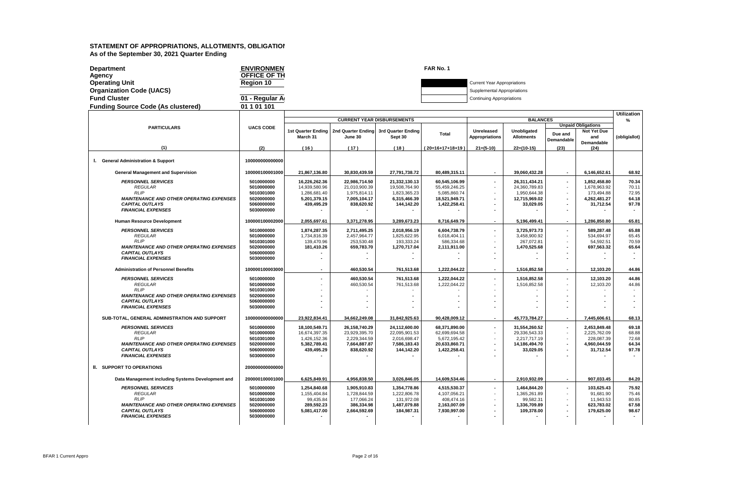# STATEMENT OF APPROPRIATIONS, ALLOTMENTS, OBLIGATION

**As of the September 30, 2021 Quarter Ending**

**Department** ENVIRONMEN
**Agency** OFFICE OF TH
**Operating Unit** Region 10
**Organization Code (UACS)**
**Fund Cluster** 01 - Regular A
**Funding Source Code (As clustered)** 01 1 01 101

FAR No. 1

Current Year Appropriations
Supplemental Appropriations
Continuing Appropriations

| PARTICULARS | UACS CODE | CURRENT YEAR DISBURSEMENTS | | | | BALANCES | | | | Utilization % |
|---|---|---|---|---|---|---|---|---|---|---|
| | | 1st Quarter Ending March 31 | 2nd Quarter Ending June 30 | 3rd Quarter Ending Sept 30 | Total | Unreleased Appropriations | Unobligated Allotments | Unpaid Obligations | | (oblig/allot) |
| | | | | | | | | Due and Demandable | Not Yet Due and Demandable | |
| (1) | (2) | (16) | (17) | (18) | (20=16+17+18+19) | 21=(5-10) | 22=(10-15) | (23) | (24) | |
| **I. General Administration & Support** | 100000000000000 | | | | | | | | | |
| **General Management and Supervision** | 100000100001000 | 21,867,136.80 | 30,830,439.59 | 27,791,738.72 | 80,489,315.11 | - | 39,060,432.28 | - | 6,146,652.61 | 68.92 |
| *PERSONNEL SERVICES* | 5010000000 | 16,226,262.36 | 22,986,714.50 | 21,332,130.13 | 60,545,106.99 | - | 26,311,434.21 | - | 1,852,458.80 | 70.34 |
| *REGULAR* | 5010000000 | 14,939,580.96 | 21,010,900.39 | 19,508,764.90 | 55,459,246.25 | - | 24,360,789.83 | - | 1,678,963.92 | 70.11 |
| *RLIP* | 5010301000 | 1,286,681.40 | 1,975,814.11 | 1,823,365.23 | 5,085,860.74 | - | 1,950,644.38 | - | 173,494.88 | 72.95 |
| *MAINTENANCE AND OTHER OPERATING EXPENSES* | 5020000000 | 5,201,379.15 | 7,005,104.17 | 6,315,466.39 | 18,521,949.71 | - | 12,715,969.02 | - | 4,262,481.27 | 64.18 |
| *CAPITAL OUTLAYS* | 5060000000 | 439,495.29 | 838,620.92 | 144,142.20 | 1,422,258.41 | - | 33,029.05 | - | 31,712.54 | 97.78 |
| *FINANCIAL EXPENSES* | 5030000000 | - | - | - | - | - | - | - | - | - |
| **Human Resource Development** | 100000100002000 | 2,055,697.61 | 3,371,278.95 | 3,289,673.23 | 8,716,649.79 | - | 5,196,499.41 | - | 1,286,850.80 | 65.81 |
| *PERSONNEL SERVICES* | 5010000000 | 1,874,287.35 | 2,711,495.25 | 2,018,956.19 | 6,604,738.79 | - | 3,725,973.73 | - | 589,287.48 | 65.88 |
| *REGULAR* | 5010000000 | 1,734,816.39 | 2,457,964.77 | 1,825,622.95 | 6,018,404.11 | - | 3,458,900.92 | - | 534,694.97 | 65.45 |
| *RLIP* | 5010301000 | 139,470.96 | 253,530.48 | 193,333.24 | 586,334.68 | - | 267,072.81 | - | 54,592.51 | 70.59 |
| *MAINTENANCE AND OTHER OPERATING EXPENSES* | 5020000000 | 181,410.26 | 659,783.70 | 1,270,717.04 | 2,111,911.00 | - | 1,470,525.68 | - | 697,563.32 | 65.64 |
| *CAPITAL OUTLAYS* | 5060000000 | - | - | - | - | - | - | - | - | - |
| *FINANCIAL EXPENSES* | 5030000000 | - | - | - | - | - | - | - | - | - |
| **Administration of Personnel Benefits** | 100000100003000 | - | 460,530.54 | 761,513.68 | 1,222,044.22 | - | 1,516,852.58 | - | 12,103.20 | 44.86 |
| *PERSONNEL SERVICES* | 5010000000 | - | 460,530.54 | 761,513.68 | 1,222,044.22 | - | 1,516,852.58 | - | 12,103.20 | 44.86 |
| *REGULAR* | 5010000000 | - | 460,530.54 | 761,513.68 | 1,222,044.22 | - | 1,516,852.58 | - | 12,103.20 | 44.86 |
| *RLIP* | 5010301000 | - | - | - | - | - | - | - | - | - |
| *MAINTENANCE AND OTHER OPERATING EXPENSES* | 5020000000 | - | - | - | - | - | - | - | - | - |
| *CAPITAL OUTLAYS* | 5060000000 | - | - | - | - | - | - | - | - | - |
| *FINANCIAL EXPENSES* | 5030000000 | - | - | - | - | - | - | - | - | - |
| **SUB-TOTAL, GENERAL ADMINISTRATION AND SUPPORT** | 100000000000000 | 23,922,834.41 | 34,662,249.08 | 31,842,925.63 | 90,428,009.12 | - | 45,773,784.27 | - | 7,445,606.61 | 68.13 |
| *PERSONNEL SERVICES* | 5010000000 | 18,100,549.71 | 26,158,740.29 | 24,112,600.00 | 68,371,890.00 | - | 31,554,260.52 | - | 2,453,849.48 | 69.18 |
| *REGULAR* | 5010000000 | 16,674,397.35 | 23,929,395.70 | 22,095,901.53 | 62,699,694.58 | - | 29,336,543.33 | - | 2,225,762.09 | 68.88 |
| *RLIP* | 5010301000 | 1,426,152.36 | 2,229,344.59 | 2,016,698.47 | 5,672,195.42 | - | 2,217,717.19 | - | 228,087.39 | 72.68 |
| *MAINTENANCE AND OTHER OPERATING EXPENSES* | 5020000000 | 5,382,789.41 | 7,664,887.87 | 7,586,183.43 | 20,633,860.71 | - | 14,186,494.70 | - | 4,960,044.59 | 64.34 |
| *CAPITAL OUTLAYS* | 5060000000 | 439,495.29 | 838,620.92 | 144,142.20 | 1,422,258.41 | - | 33,029.05 | - | 31,712.54 | 97.78 |
| *FINANCIAL EXPENSES* | 5030000000 | - | - | - | - | - | - | - | - | - |
| **II. SUPPORT TO OPERATIONS** | 200000000000000 | | | | | | | | | |
| **Data Management including Systems Development and** | 200000100001000 | 6,625,849.91 | 4,956,838.50 | 3,026,846.05 | 14,609,534.46 | - | 2,910,932.09 | - | 907,033.45 | 84.20 |
| *PERSONNEL SERVICES* | 5010000000 | 1,254,840.68 | 1,905,910.83 | 1,354,778.86 | 4,515,530.37 | - | 1,464,844.20 | - | 103,625.43 | 75.92 |
| *REGULAR* | 5010000000 | 1,155,404.84 | 1,728,844.59 | 1,222,806.78 | 4,107,056.21 | - | 1,365,261.89 | - | 91,681.90 | 75.46 |
| *RLIP* | 5010301000 | 99,435.84 | 177,066.24 | 131,972.08 | 408,474.16 | - | 99,582.31 | - | 11,943.53 | 80.85 |
| *MAINTENANCE AND OTHER OPERATING EXPENSES* | 5020000000 | 289,592.23 | 386,334.98 | 1,487,079.88 | 2,163,007.09 | - | 1,336,709.89 | - | 623,783.02 | 67.58 |
| *CAPITAL OUTLAYS* | 5060000000 | 5,081,417.00 | 2,664,592.69 | 184,987.31 | 7,930,997.00 | - | 109,378.00 | - | 179,625.00 | 98.67 |
| *FINANCIAL EXPENSES* | 5030000000 | - | - | - | - | - | - | - | - | - |

BFAR 1 Current Appro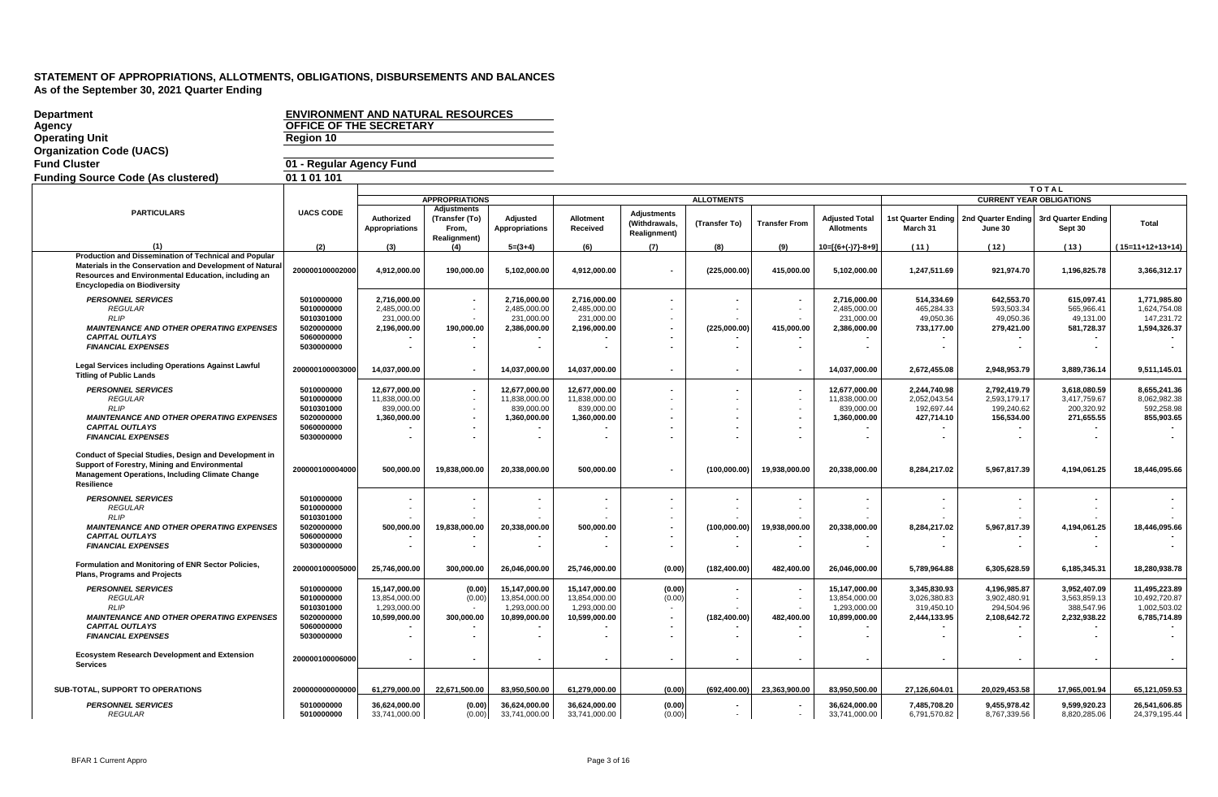# STATEMENT OF APPROPRIATIONS, ALLOTMENTS, OBLIGATIONS, DISBURSEMENTS AND BALANCES
As of the September 30, 2021 Quarter Ending

**Department** ENVIRONMENT AND NATURAL RESOURCES
**Agency** OFFICE OF THE SECRETARY
**Operating Unit** Region 10
**Organization Code (UACS)**
**Fund Cluster** 01 - Regular Agency Fund
**Funding Source Code (As clustered)** 01 1 01 101

| PARTICULARS | UACS CODE | APPROPRIATIONS | | | ALLOTMENTS | | | | | TOTAL CURRENT YEAR OBLIGATIONS | | | |
|---|---|---|---|---|---|---|---|---|---|---|---|---|---|
| | | Authorized Appropriations | Adjustments (Transfer (To) From, Realignment) | Adjusted Appropriations | Allotment Received | Adjustments (Withdrawals, Realignment) | (Transfer To) | Transfer From | Adjusted Total Allotments | 1st Quarter Ending March 31 | 2nd Quarter Ending June 30 | 3rd Quarter Ending Sept 30 | Total |
| (1) | (2) | (3) | (4) | 5=(3+4) | (6) | (7) | (8) | (9) | 10=[{6+(-)7}-8+9] | (11) | (12) | (13) | (15=11+12+13+14) |
| **Production and Dissemination of Technical and Popular Materials in the Conservation and Development of Natural Resources and Environmental Education, including an Encyclopedia on Biodiversity** | **200000100002000** | **4,912,000.00** | **190,000.00** | **5,102,000.00** | **4,912,000.00** | **-** | **(225,000.00)** | **415,000.00** | **5,102,000.00** | **1,247,511.69** | **921,974.70** | **1,196,825.78** | **3,366,312.17** |
| *PERSONNEL SERVICES* | 5010000000 | 2,716,000.00 | - | 2,716,000.00 | 2,716,000.00 | - | - | - | 2,716,000.00 | 514,334.69 | 642,553.70 | 615,097.41 | 1,771,985.80 |
| *REGULAR* | 5010000000 | 2,485,000.00 | - | 2,485,000.00 | 2,485,000.00 | - | - | - | 2,485,000.00 | 465,284.33 | 593,503.34 | 565,966.41 | 1,624,754.08 |
| *RLIP* | 5010301000 | 231,000.00 | - | 231,000.00 | 231,000.00 | - | - | - | 231,000.00 | 49,050.36 | 49,050.36 | 49,131.00 | 147,231.72 |
| *MAINTENANCE AND OTHER OPERATING EXPENSES* | 5020000000 | 2,196,000.00 | 190,000.00 | 2,386,000.00 | 2,196,000.00 | - | (225,000.00) | 415,000.00 | 2,386,000.00 | 733,177.00 | 279,421.00 | 581,728.37 | 1,594,326.37 |
| *CAPITAL OUTLAYS* | 5060000000 | - | - | - | - | - | - | - | - | - | - | - | - |
| *FINANCIAL EXPENSES* | 5030000000 | - | - | - | - | - | - | - | - | - | - | - | - |
| **Legal Services including Operations Against Lawful Titling of Public Lands** | **200000100003000** | **14,037,000.00** | **-** | **14,037,000.00** | **14,037,000.00** | **-** | **-** | **-** | **14,037,000.00** | **2,672,455.08** | **2,948,953.79** | **3,889,736.14** | **9,511,145.01** |
| *PERSONNEL SERVICES* | 5010000000 | 12,677,000.00 | - | 12,677,000.00 | 12,677,000.00 | - | - | - | 12,677,000.00 | 2,244,740.98 | 2,792,419.79 | 3,618,080.59 | 8,655,241.36 |
| *REGULAR* | 5010000000 | 11,838,000.00 | - | 11,838,000.00 | 11,838,000.00 | - | - | - | 11,838,000.00 | 2,052,043.54 | 2,593,179.17 | 3,417,759.67 | 8,062,982.38 |
| *RLIP* | 5010301000 | 839,000.00 | - | 839,000.00 | 839,000.00 | - | - | - | 839,000.00 | 192,697.44 | 199,240.62 | 200,320.92 | 592,258.98 |
| *MAINTENANCE AND OTHER OPERATING EXPENSES* | 5020000000 | 1,360,000.00 | - | 1,360,000.00 | 1,360,000.00 | - | - | - | 1,360,000.00 | 427,714.10 | 156,534.00 | 271,655.55 | 855,903.65 |
| *CAPITAL OUTLAYS* | 5060000000 | - | - | - | - | - | - | - | - | - | - | - | - |
| *FINANCIAL EXPENSES* | 5030000000 | - | - | - | - | - | - | - | - | - | - | - | - |
| **Conduct of Special Studies, Design and Development in Support of Forestry, Mining and Environmental Management Operations, Including Climate Change Resilience** | **200000100004000** | **500,000.00** | **19,838,000.00** | **20,338,000.00** | **500,000.00** | **-** | **(100,000.00)** | **19,938,000.00** | **20,338,000.00** | **8,284,217.02** | **5,967,817.39** | **4,194,061.25** | **18,446,095.66** |
| *PERSONNEL SERVICES* | 5010000000 | - | - | - | - | - | - | - | - | - | - | - | - |
| *REGULAR* | 5010000000 | - | - | - | - | - | - | - | - | - | - | - | - |
| *RLIP* | 5010301000 | - | - | - | - | - | - | - | - | - | - | - | - |
| *MAINTENANCE AND OTHER OPERATING EXPENSES* | 5020000000 | 500,000.00 | 19,838,000.00 | 20,338,000.00 | 500,000.00 | - | (100,000.00) | 19,938,000.00 | 20,338,000.00 | 8,284,217.02 | 5,967,817.39 | 4,194,061.25 | 18,446,095.66 |
| *CAPITAL OUTLAYS* | 5060000000 | - | - | - | - | - | - | - | - | - | - | - | - |
| *FINANCIAL EXPENSES* | 5030000000 | - | - | - | - | - | - | - | - | - | - | - | - |
| **Formulation and Monitoring of ENR Sector Policies, Plans, Programs and Projects** | **200000100005000** | **25,746,000.00** | **300,000.00** | **26,046,000.00** | **25,746,000.00** | **(0.00)** | **(182,400.00)** | **482,400.00** | **26,046,000.00** | **5,789,964.88** | **6,305,628.59** | **6,185,345.31** | **18,280,938.78** |
| *PERSONNEL SERVICES* | 5010000000 | 15,147,000.00 | (0.00) | 15,147,000.00 | 15,147,000.00 | (0.00) | - | - | 15,147,000.00 | 3,345,830.93 | 4,196,985.87 | 3,952,407.09 | 11,495,223.89 |
| *REGULAR* | 5010000000 | 13,854,000.00 | (0.00) | 13,854,000.00 | 13,854,000.00 | (0.00) | - | - | 13,854,000.00 | 3,026,380.83 | 3,902,480.91 | 3,563,859.13 | 10,492,720.87 |
| *RLIP* | 5010301000 | 1,293,000.00 | - | 1,293,000.00 | 1,293,000.00 | - | - | - | 1,293,000.00 | 319,450.10 | 294,504.96 | 388,547.96 | 1,002,503.02 |
| *MAINTENANCE AND OTHER OPERATING EXPENSES* | 5020000000 | 10,599,000.00 | 300,000.00 | 10,899,000.00 | 10,599,000.00 | - | (182,400.00) | 482,400.00 | 10,899,000.00 | 2,444,133.95 | 2,108,642.72 | 2,232,938.22 | 6,785,714.89 |
| *CAPITAL OUTLAYS* | 5060000000 | - | - | - | - | - | - | - | - | - | - | - | - |
| *FINANCIAL EXPENSES* | 5030000000 | - | - | - | - | - | - | - | - | - | - | - | - |
| **Ecosystem Research Development and Extension Services** | **200000100006000** | **-** | **-** | **-** | **-** | **-** | **-** | **-** | **-** | **-** | **-** | **-** | **-** |
| **SUB-TOTAL, SUPPORT TO OPERATIONS** | **200000000000000** | **61,279,000.00** | **22,671,500.00** | **83,950,500.00** | **61,279,000.00** | **(0.00)** | **(692,400.00)** | **23,363,900.00** | **83,950,500.00** | **27,126,604.01** | **20,029,453.58** | **17,965,001.94** | **65,121,059.53** |
| *PERSONNEL SERVICES* | 5010000000 | 36,624,000.00 | (0.00) | 36,624,000.00 | 36,624,000.00 | (0.00) | - | - | 36,624,000.00 | 7,485,708.20 | 9,455,978.42 | 9,599,920.23 | 26,541,606.85 |
| *REGULAR* | 5010000000 | 33,741,000.00 | (0.00) | 33,741,000.00 | 33,741,000.00 | (0.00) | - | - | 33,741,000.00 | 6,791,570.82 | 8,767,339.56 | 8,820,285.06 | 24,379,195.44 |

BFAR 1 Current Appro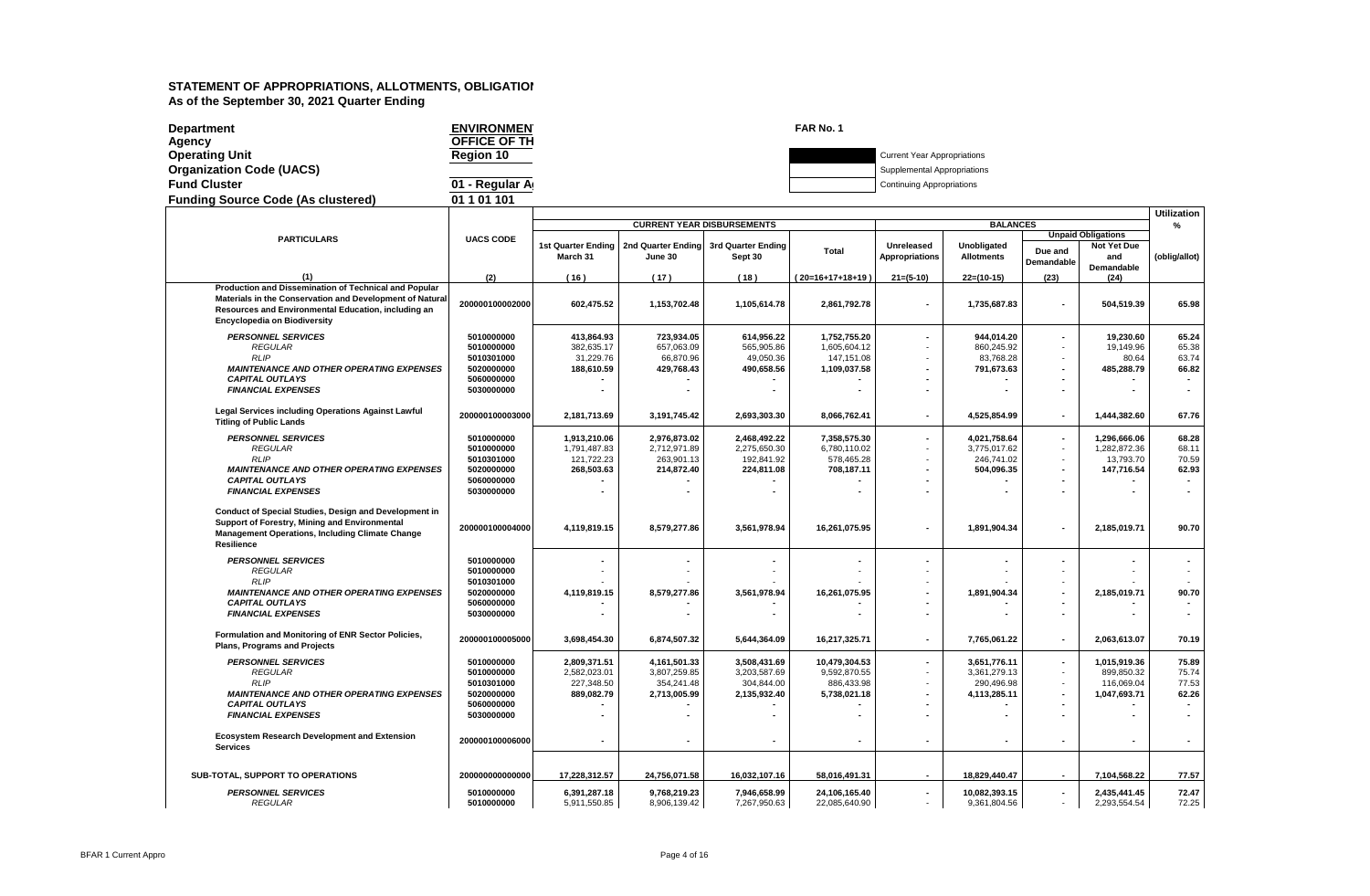# STATEMENT OF APPROPRIATIONS, ALLOTMENTS, OBLIGATIOI

**As of the September 30, 2021 Quarter Ending**

**Department** ENVIRONMEN
**Agency** OFFICE OF TH
**Operating Unit** Region 10
**Organization Code (UACS)**
**Fund Cluster** 01 - Regular A
**Funding Source Code (As clustered)** 01 1 01 101

FAR No. 1

Current Year Appropriations
Supplemental Appropriations
Continuing Appropriations

| PARTICULARS | UACS CODE | CURRENT YEAR DISBURSEMENTS | | | | BALANCES | | | | Utilization % |
|---|---|---|---|---|---|---|---|---|---|---|
| | | 1st Quarter Ending March 31 | 2nd Quarter Ending June 30 | 3rd Quarter Ending Sept 30 | Total | Unreleased Appropriations | Unobligated Allotments | Unpaid Obligations | | (oblig/allot) |
| | | | | | | | | Due and Demandable | Not Yet Due and Demandable | |
| (1) | (2) | (16) | (17) | (18) | (20=16+17+18+19) | 21=(5-10) | 22=(10-15) | (23) | (24) | |
| **Production and Dissemination of Technical and Popular Materials in the Conservation and Development of Natural Resources and Environmental Education, including an Encyclopedia on Biodiversity** | 200000100002000 | 602,475.52 | 1,153,702.48 | 1,105,614.78 | 2,861,792.78 | - | 1,735,687.83 | - | 504,519.39 | 65.98 |
| ***PERSONNEL SERVICES*** | 5010000000 | 413,864.93 | 723,934.05 | 614,956.22 | 1,752,755.20 | - | 944,014.20 | - | 19,230.60 | 65.24 |
| *REGULAR* | 5010000000 | 382,635.17 | 657,063.09 | 565,905.86 | 1,605,604.12 | - | 860,245.92 | - | 19,149.96 | 65.38 |
| *RLIP* | 5010301000 | 31,229.76 | 66,870.96 | 49,050.36 | 147,151.08 | - | 83,768.28 | - | 80.64 | 63.74 |
| ***MAINTENANCE AND OTHER OPERATING EXPENSES*** | 5020000000 | 188,610.59 | 429,768.43 | 490,658.56 | 1,109,037.58 | - | 791,673.63 | - | 485,288.79 | 66.82 |
| ***CAPITAL OUTLAYS*** | 5060000000 | - | - | - | - | - | - | - | - | - |
| ***FINANCIAL EXPENSES*** | 5030000000 | - | - | - | - | - | - | - | - | - |
| **Legal Services including Operations Against Lawful Titling of Public Lands** | 200000100003000 | 2,181,713.69 | 3,191,745.42 | 2,693,303.30 | 8,066,762.41 | - | 4,525,854.99 | - | 1,444,382.60 | 67.76 |
| ***PERSONNEL SERVICES*** | 5010000000 | 1,913,210.06 | 2,976,873.02 | 2,468,492.22 | 7,358,575.30 | - | 4,021,758.64 | - | 1,296,666.06 | 68.28 |
| *REGULAR* | 5010000000 | 1,791,487.83 | 2,712,971.89 | 2,275,650.30 | 6,780,110.02 | - | 3,775,017.62 | - | 1,282,872.36 | 68.11 |
| *RLIP* | 5010301000 | 121,722.23 | 263,901.13 | 192,841.92 | 578,465.28 | - | 246,741.02 | - | 13,793.70 | 70.59 |
| ***MAINTENANCE AND OTHER OPERATING EXPENSES*** | 5020000000 | 268,503.63 | 214,872.40 | 224,811.08 | 708,187.11 | - | 504,096.35 | - | 147,716.54 | 62.93 |
| ***CAPITAL OUTLAYS*** | 5060000000 | - | - | - | - | - | - | - | - | - |
| ***FINANCIAL EXPENSES*** | 5030000000 | - | - | - | - | - | - | - | - | - |
| **Conduct of Special Studies, Design and Development in Support of Forestry, Mining and Environmental Management Operations, Including Climate Change Resilience** | 200000100004000 | 4,119,819.15 | 8,579,277.86 | 3,561,978.94 | 16,261,075.95 | - | 1,891,904.34 | - | 2,185,019.71 | 90.70 |
| ***PERSONNEL SERVICES*** | 5010000000 | - | - | - | - | - | - | - | - | - |
| *REGULAR* | 5010000000 | - | - | - | - | - | - | - | - | - |
| *RLIP* | 5010301000 | - | - | - | - | - | - | - | - | - |
| ***MAINTENANCE AND OTHER OPERATING EXPENSES*** | 5020000000 | 4,119,819.15 | 8,579,277.86 | 3,561,978.94 | 16,261,075.95 | - | 1,891,904.34 | - | 2,185,019.71 | 90.70 |
| ***CAPITAL OUTLAYS*** | 5060000000 | - | - | - | - | - | - | - | - | - |
| ***FINANCIAL EXPENSES*** | 5030000000 | - | - | - | - | - | - | - | - | - |
| **Formulation and Monitoring of ENR Sector Policies, Plans, Programs and Projects** | 200000100005000 | 3,698,454.30 | 6,874,507.32 | 5,644,364.09 | 16,217,325.71 | - | 7,765,061.22 | - | 2,063,613.07 | 70.19 |
| ***PERSONNEL SERVICES*** | 5010000000 | 2,809,371.51 | 4,161,501.33 | 3,508,431.69 | 10,479,304.53 | - | 3,651,776.11 | - | 1,015,919.36 | 75.89 |
| *REGULAR* | 5010000000 | 2,582,023.01 | 3,807,259.85 | 3,203,587.69 | 9,592,870.55 | - | 3,361,279.13 | - | 899,850.32 | 75.74 |
| *RLIP* | 5010301000 | 227,348.50 | 354,241.48 | 304,844.00 | 886,433.98 | - | 290,496.98 | - | 116,069.04 | 77.53 |
| ***MAINTENANCE AND OTHER OPERATING EXPENSES*** | 5020000000 | 889,082.79 | 2,713,005.99 | 2,135,932.40 | 5,738,021.18 | - | 4,113,285.11 | - | 1,047,693.71 | 62.26 |
| ***CAPITAL OUTLAYS*** | 5060000000 | - | - | - | - | - | - | - | - | - |
| ***FINANCIAL EXPENSES*** | 5030000000 | - | - | - | - | - | - | - | - | - |
| **Ecosystem Research Development and Extension Services** | 200000100006000 | - | - | - | - | - | - | - | - | - |
| **SUB-TOTAL, SUPPORT TO OPERATIONS** | 200000000000000 | 17,228,312.57 | 24,756,071.58 | 16,032,107.16 | 58,016,491.31 | - | 18,829,440.47 | - | 7,104,568.22 | 77.57 |
| ***PERSONNEL SERVICES*** | 5010000000 | 6,391,287.18 | 9,768,219.23 | 7,946,658.99 | 24,106,165.40 | - | 10,082,393.15 | - | 2,435,441.45 | 72.47 |
| *REGULAR* | 5010000000 | 5,911,550.85 | 8,906,139.42 | 7,267,950.63 | 22,085,640.90 | - | 9,361,804.56 | - | 2,293,554.54 | 72.25 |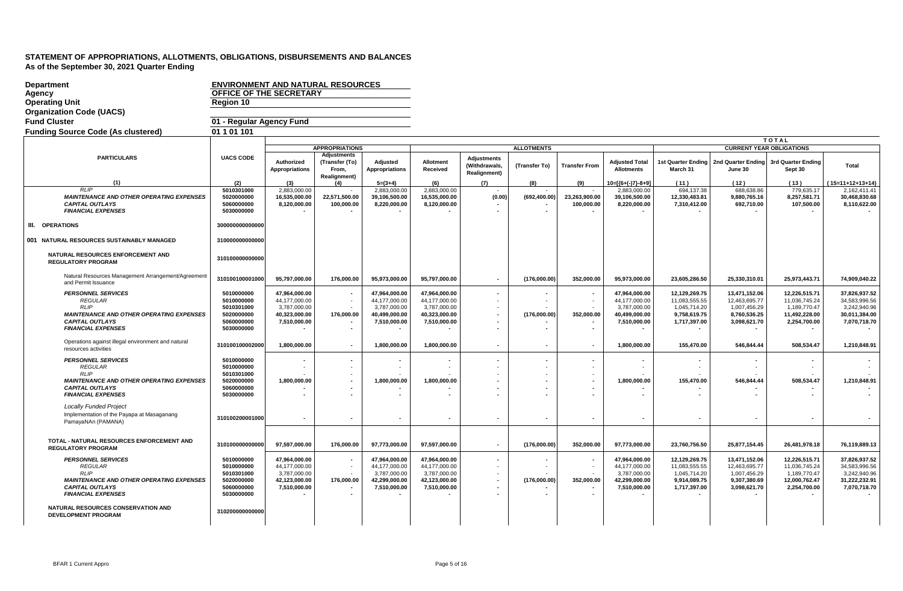# STATEMENT OF APPROPRIATIONS, ALLOTMENTS, OBLIGATIONS, DISBURSEMENTS AND BALANCES
As of the September 30, 2021 Quarter Ending

**Department:** ENVIRONMENT AND NATURAL RESOURCES
**Agency:** OFFICE OF THE SECRETARY
**Operating Unit:** Region 10
**Organization Code (UACS):**
**Fund Cluster:** 01 - Regular Agency Fund
**Funding Source Code (As clustered):** 01 1 01 101

| PARTICULARS | UACS CODE | APPROPRIATIONS | | | ALLOTMENTS | | | | | TOTAL CURRENT YEAR OBLIGATIONS | | | |
|---|---|---|---|---|---|---|---|---|---|---|---|---|---|
| | | Authorized Appropriations | Adjustments (Transfer (To) From, Realignment) | Adjusted Appropriations | Allotment Received | Adjustments (Withdrawals, Realignment) | (Transfer To) | Transfer From | Adjusted Total Allotments | 1st Quarter Ending March 31 | 2nd Quarter Ending June 30 | 3rd Quarter Ending Sept 30 | Total |
| (1) | (2) | (3) | (4) | 5=(3+4) | (6) | (7) | (8) | (9) | 10=[(6+(-)7)-8+9] | (11) | (12) | (13) | (15=11+12+13+14) |
| *RLIP* | 5010301000 | 2,883,000.00 | - | 2,883,000.00 | 2,883,000.00 | - | - | - | 2,883,000.00 | 694,137.38 | 688,638.86 | 779,635.17 | 2,162,411.41 |
| ***MAINTENANCE AND OTHER OPERATING EXPENSES*** | 5020000000 | 16,535,000.00 | 22,571,500.00 | 39,106,500.00 | 16,535,000.00 | (0.00) | (692,400.00) | 23,263,900.00 | 39,106,500.00 | 12,330,483.81 | 9,880,765.16 | 8,257,581.71 | 30,468,830.68 |
| ***CAPITAL OUTLAYS*** | 5060000000 | 8,120,000.00 | 100,000.00 | 8,220,000.00 | 8,120,000.00 | - | - | 100,000.00 | 8,220,000.00 | 7,310,412.00 | 692,710.00 | 107,500.00 | 8,110,622.00 |
| ***FINANCIAL EXPENSES*** | 5030000000 | - | - | - | - | - | - | - | - | - | - | - | - |
| **III. OPERATIONS** | 300000000000000 | | | | | | | | | | | | |
| **001 NATURAL RESOURCES SUSTAINABLY MANAGED** | 310000000000000 | | | | | | | | | | | | |
| **NATURAL RESOURCES ENFORCEMENT AND REGULATORY PROGRAM** | 310100000000000 | | | | | | | | | | | | |
| Natural Resources Management Arrangement/Agreement and Permit Issuance | 310100100001000 | 95,797,000.00 | 176,000.00 | 95,973,000.00 | 95,797,000.00 | - | (176,000.00) | 352,000.00 | 95,973,000.00 | 23,605,286.50 | 25,330,310.01 | 25,973,443.71 | 74,909,040.22 |
| ***PERSONNEL SERVICES*** | 5010000000 | 47,964,000.00 | - | 47,964,000.00 | 47,964,000.00 | - | - | - | 47,964,000.00 | 12,129,269.75 | 13,471,152.06 | 12,226,515.71 | 37,826,937.52 |
| *REGULAR* | 5010000000 | 44,177,000.00 | - | 44,177,000.00 | 44,177,000.00 | - | - | - | 44,177,000.00 | 11,083,555.55 | 12,463,695.77 | 11,036,745.24 | 34,583,996.56 |
| *RLIP* | 5010301000 | 3,787,000.00 | - | 3,787,000.00 | 3,787,000.00 | - | - | - | 3,787,000.00 | 1,045,714.20 | 1,007,456.29 | 1,189,770.47 | 3,242,940.96 |
| ***MAINTENANCE AND OTHER OPERATING EXPENSES*** | 5020000000 | 40,323,000.00 | 176,000.00 | 40,499,000.00 | 40,323,000.00 | - | (176,000.00) | 352,000.00 | 40,499,000.00 | 9,758,619.75 | 8,760,536.25 | 11,492,228.00 | 30,011,384.00 |
| ***CAPITAL OUTLAYS*** | 5060000000 | 7,510,000.00 | - | 7,510,000.00 | 7,510,000.00 | - | - | - | 7,510,000.00 | 1,717,397.00 | 3,098,621.70 | 2,254,700.00 | 7,070,718.70 |
| ***FINANCIAL EXPENSES*** | 5030000000 | - | - | - | - | - | - | - | - | - | - | - | - |
| Operations against illegal environment and natural resources activities | 310100100002000 | 1,800,000.00 | - | 1,800,000.00 | 1,800,000.00 | - | - | - | 1,800,000.00 | 155,470.00 | 546,844.44 | 508,534.47 | 1,210,848.91 |
| ***PERSONNEL SERVICES*** | 5010000000 | - | - | - | - | - | - | - | - | - | - | - | - |
| *REGULAR* | 5010000000 | - | - | - | - | - | - | - | - | - | - | - | - |
| *RLIP* | 5010301000 | - | - | - | - | - | - | - | - | - | - | - | - |
| ***MAINTENANCE AND OTHER OPERATING EXPENSES*** | 5020000000 | 1,800,000.00 | - | 1,800,000.00 | 1,800,000.00 | - | - | - | 1,800,000.00 | 155,470.00 | 546,844.44 | 508,534.47 | 1,210,848.91 |
| ***CAPITAL OUTLAYS*** | 5060000000 | - | - | - | - | - | - | - | - | - | - | - | - |
| ***FINANCIAL EXPENSES*** | 5030000000 | - | - | - | - | - | - | - | - | - | - | - | - |
| *Locally Funded Project* Implementation of the Payapa at Masaganang PamayaNAn (PAMANA) | 310100200001000 | - | - | - | - | - | - | - | - | - | - | - | - |
| **TOTAL - NATURAL RESOURCES ENFORCEMENT AND REGULATORY PROGRAM** | 310100000000000 | 97,597,000.00 | 176,000.00 | 97,773,000.00 | 97,597,000.00 | - | (176,000.00) | 352,000.00 | 97,773,000.00 | 23,760,756.50 | 25,877,154.45 | 26,481,978.18 | 76,119,889.13 |
| ***PERSONNEL SERVICES*** | 5010000000 | 47,964,000.00 | - | 47,964,000.00 | 47,964,000.00 | - | - | - | 47,964,000.00 | 12,129,269.75 | 13,471,152.06 | 12,226,515.71 | 37,826,937.52 |
| *REGULAR* | 5010000000 | 44,177,000.00 | - | 44,177,000.00 | 44,177,000.00 | - | - | - | 44,177,000.00 | 11,083,555.55 | 12,463,695.77 | 11,036,745.24 | 34,583,996.56 |
| *RLIP* | 5010301000 | 3,787,000.00 | - | 3,787,000.00 | 3,787,000.00 | - | - | - | 3,787,000.00 | 1,045,714.20 | 1,007,456.29 | 1,189,770.47 | 3,242,940.96 |
| ***MAINTENANCE AND OTHER OPERATING EXPENSES*** | 5020000000 | 42,123,000.00 | 176,000.00 | 42,299,000.00 | 42,123,000.00 | - | (176,000.00) | 352,000.00 | 42,299,000.00 | 9,914,089.75 | 9,307,380.69 | 12,000,762.47 | 31,222,232.91 |
| ***CAPITAL OUTLAYS*** | 5060000000 | 7,510,000.00 | - | 7,510,000.00 | 7,510,000.00 | - | - | - | 7,510,000.00 | 1,717,397.00 | 3,098,621.70 | 2,254,700.00 | 7,070,718.70 |
| ***FINANCIAL EXPENSES*** | 5030000000 | - | - | - | - | - | - | - | - | - | - | - | - |
| **NATURAL RESOURCES CONSERVATION AND DEVELOPMENT PROGRAM** | 310200000000000 | | | | | | | | | | | | |

BFAR 1 Current Appro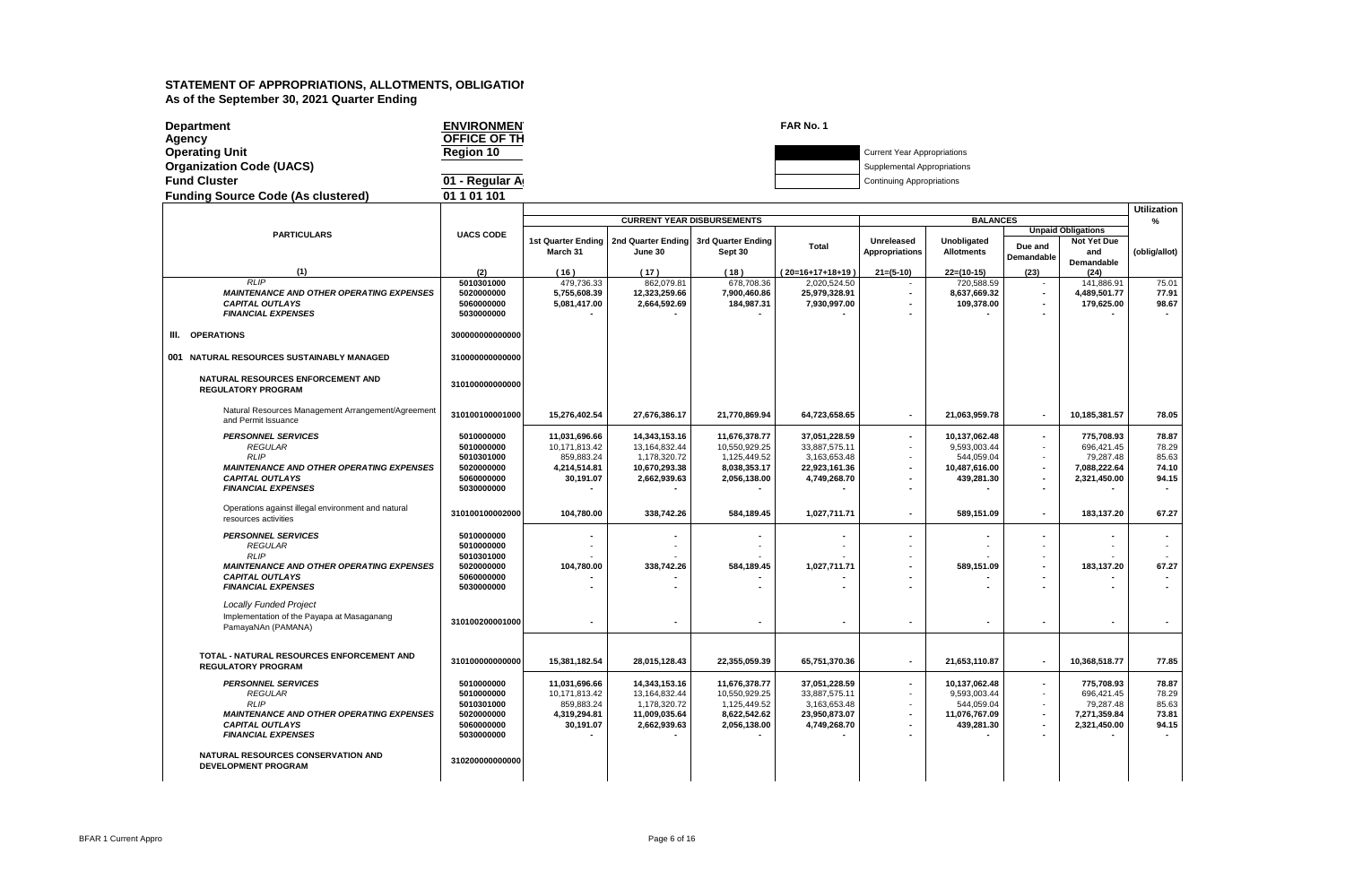# STATEMENT OF APPROPRIATIONS, ALLOTMENTS, OBLIGATION
**As of the September 30, 2021 Quarter Ending**

**Department** ENVIRONMEN
**Agency** OFFICE OF TH
**Operating Unit** Region 10
**Organization Code (UACS)**
**Fund Cluster** 01 - Regular A
**Funding Source Code (As clustered)** 01 1 01 101

**FAR No. 1**

Current Year Appropriations
Supplemental Appropriations
Continuing Appropriations

| PARTICULARS | UACS CODE | CURRENT YEAR DISBURSEMENTS | | | | BALANCES | | | | Utilization % |
|---|---|---|---|---|---|---|---|---|---|---|
| | | 1st Quarter Ending March 31 | 2nd Quarter Ending June 30 | 3rd Quarter Ending Sept 30 | Total | Unreleased Appropriations | Unobligated Allotments | Unpaid Obligations | | (oblig/allot) |
| | | | | | | | | Due and Demandable | Not Yet Due and Demandable | |
| (1) | (2) | (16) | (17) | (18) | (20=16+17+18+19) | 21=(5-10) | 22=(10-15) | (23) | (24) | |
| *RLIP* | 5010301000 | 479,736.33 | 862,079.81 | 678,708.36 | 2,020,524.50 | - | 720,588.59 | - | 141,886.91 | 75.01 |
| ***MAINTENANCE AND OTHER OPERATING EXPENSES*** | 5020000000 | 5,755,608.39 | 12,323,259.66 | 7,900,460.86 | 25,979,328.91 | - | 8,637,669.32 | - | 4,489,501.77 | 77.91 |
| ***CAPITAL OUTLAYS*** | 5060000000 | 5,081,417.00 | 2,664,592.69 | 184,987.31 | 7,930,997.00 | - | 109,378.00 | - | 179,625.00 | 98.67 |
| ***FINANCIAL EXPENSES*** | 5030000000 | - | - | - | - | - | - | - | - | - |
| **III. OPERATIONS** | 300000000000000 | | | | | | | | | |
| **001 NATURAL RESOURCES SUSTAINABLY MANAGED** | 310000000000000 | | | | | | | | | |
| **NATURAL RESOURCES ENFORCEMENT AND REGULATORY PROGRAM** | 310100000000000 | | | | | | | | | |
| Natural Resources Management Arrangement/Agreement and Permit Issuance | 310100100001000 | 15,276,402.54 | 27,676,386.17 | 21,770,869.94 | 64,723,658.65 | - | 21,063,959.78 | - | 10,185,381.57 | 78.05 |
| ***PERSONNEL SERVICES*** | 5010000000 | 11,031,696.66 | 14,343,153.16 | 11,676,378.77 | 37,051,228.59 | - | 10,137,062.48 | - | 775,708.93 | 78.87 |
| *REGULAR* | 5010000000 | 10,171,813.42 | 13,164,832.44 | 10,550,929.25 | 33,887,575.11 | - | 9,593,003.44 | - | 696,421.45 | 78.29 |
| *RLIP* | 5010301000 | 859,883.24 | 1,178,320.72 | 1,125,449.52 | 3,163,653.48 | - | 544,059.04 | - | 79,287.48 | 85.63 |
| ***MAINTENANCE AND OTHER OPERATING EXPENSES*** | 5020000000 | 4,214,514.81 | 10,670,293.38 | 8,038,353.17 | 22,923,161.36 | - | 10,487,616.00 | - | 7,088,222.64 | 74.10 |
| ***CAPITAL OUTLAYS*** | 5060000000 | 30,191.07 | 2,662,939.63 | 2,056,138.00 | 4,749,268.70 | - | 439,281.30 | - | 2,321,450.00 | 94.15 |
| ***FINANCIAL EXPENSES*** | 5030000000 | - | - | - | - | - | - | - | - | - |
| Operations against illegal environment and natural resources activities | 310100100002000 | 104,780.00 | 338,742.26 | 584,189.45 | 1,027,711.71 | - | 589,151.09 | - | 183,137.20 | 67.27 |
| ***PERSONNEL SERVICES*** | 5010000000 | - | - | - | - | - | - | - | - | - |
| *REGULAR* | 5010000000 | - | - | - | - | - | - | - | - | - |
| *RLIP* | 5010301000 | - | - | - | - | - | - | - | - | - |
| ***MAINTENANCE AND OTHER OPERATING EXPENSES*** | 5020000000 | 104,780.00 | 338,742.26 | 584,189.45 | 1,027,711.71 | - | 589,151.09 | - | 183,137.20 | 67.27 |
| ***CAPITAL OUTLAYS*** | 5060000000 | - | - | - | - | - | - | - | - | - |
| ***FINANCIAL EXPENSES*** | 5030000000 | - | - | - | - | - | - | - | - | - |
| *Locally Funded Project* Implementation of the Payapa at Masaganang PamayaNAn (PAMANA) | 310100200001000 | - | - | - | - | - | - | - | - | - |
| **TOTAL - NATURAL RESOURCES ENFORCEMENT AND REGULATORY PROGRAM** | 310100000000000 | 15,381,182.54 | 28,015,128.43 | 22,355,059.39 | 65,751,370.36 | - | 21,653,110.87 | - | 10,368,518.77 | 77.85 |
| ***PERSONNEL SERVICES*** | 5010000000 | 11,031,696.66 | 14,343,153.16 | 11,676,378.77 | 37,051,228.59 | - | 10,137,062.48 | - | 775,708.93 | 78.87 |
| *REGULAR* | 5010000000 | 10,171,813.42 | 13,164,832.44 | 10,550,929.25 | 33,887,575.11 | - | 9,593,003.44 | - | 696,421.45 | 78.29 |
| *RLIP* | 5010301000 | 859,883.24 | 1,178,320.72 | 1,125,449.52 | 3,163,653.48 | - | 544,059.04 | - | 79,287.48 | 85.63 |
| ***MAINTENANCE AND OTHER OPERATING EXPENSES*** | 5020000000 | 4,319,294.81 | 11,009,035.64 | 8,622,542.62 | 23,950,873.07 | - | 11,076,767.09 | - | 7,271,359.84 | 73.81 |
| ***CAPITAL OUTLAYS*** | 5060000000 | 30,191.07 | 2,662,939.63 | 2,056,138.00 | 4,749,268.70 | - | 439,281.30 | - | 2,321,450.00 | 94.15 |
| ***FINANCIAL EXPENSES*** | 5030000000 | - | - | - | - | - | - | - | - | - |
| **NATURAL RESOURCES CONSERVATION AND DEVELOPMENT PROGRAM** | 310200000000000 | | | | | | | | | |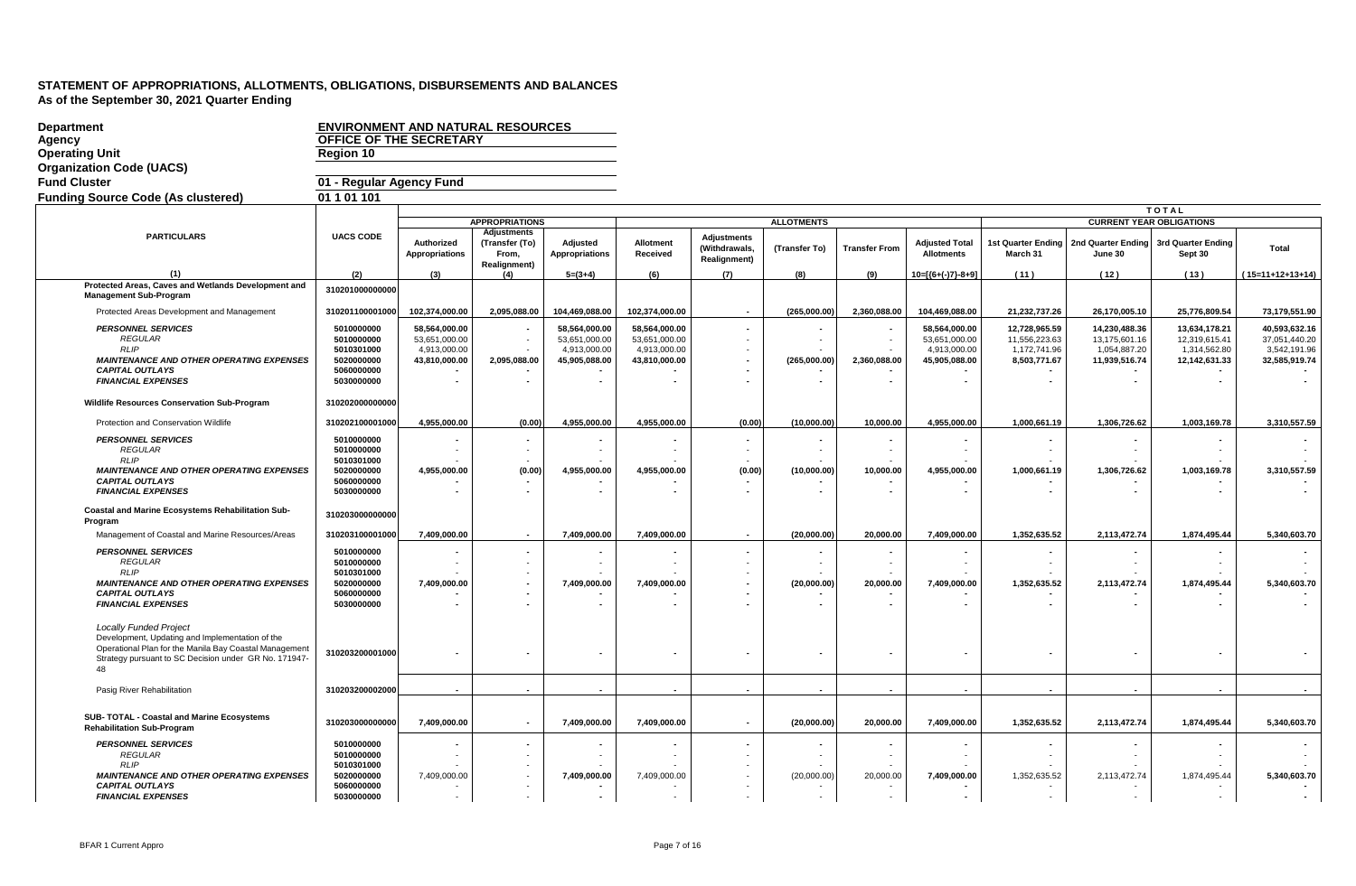# STATEMENT OF APPROPRIATIONS, ALLOTMENTS, OBLIGATIONS, DISBURSEMENTS AND BALANCES
**As of the September 30, 2021 Quarter Ending**

| | |
|---|---|
| **Department** | **ENVIRONMENT AND NATURAL RESOURCES** |
| **Agency** | **OFFICE OF THE SECRETARY** |
| **Operating Unit** | **Region 10** |
| **Organization Code (UACS)** | |
| **Fund Cluster** | **01 - Regular Agency Fund** |
| **Funding Source Code (As clustered)** | **01 1 01 101** |

| PARTICULARS | UACS CODE | APPROPRIATIONS | | | ALLOTMENTS | | | | | TOTAL CURRENT YEAR OBLIGATIONS | | | |
|---|---|---|---|---|---|---|---|---|---|---|---|---|---|
| | | Authorized Appropriations | Adjustments (Transfer (To) From, Realignment) | Adjusted Appropriations | Allotment Received | Adjustments (Withdrawals, Realignment) | (Transfer To) | Transfer From | Adjusted Total Allotments | 1st Quarter Ending March 31 | 2nd Quarter Ending June 30 | 3rd Quarter Ending Sept 30 | Total |
| (1) | (2) | (3) | (4) | 5=(3+4) | (6) | (7) | (8) | (9) | 10=[(6+(-)7)-8+9] | (11) | (12) | (13) | (15=11+12+13+14) |
| **Protected Areas, Caves and Wetlands Development and Management Sub-Program** | **310201000000000** | | | | | | | | | | | | |
| Protected Areas Development and Management | **310201100001000** | **102,374,000.00** | **2,095,088.00** | **104,469,088.00** | **102,374,000.00** | **-** | **(265,000.00)** | **2,360,088.00** | **104,469,088.00** | **21,232,737.26** | **26,170,005.10** | **25,776,809.54** | **73,179,551.90** |
| ***PERSONNEL SERVICES*** | **5010000000** | **58,564,000.00** | **-** | **58,564,000.00** | **58,564,000.00** | **-** | **-** | **-** | **58,564,000.00** | **12,728,965.59** | **14,230,488.36** | **13,634,178.21** | **40,593,632.16** |
| *REGULAR* | **5010000000** | 53,651,000.00 | - | 53,651,000.00 | 53,651,000.00 | - | - | - | 53,651,000.00 | 11,556,223.63 | 13,175,601.16 | 12,319,615.41 | 37,051,440.20 |
| *RLIP* | **5010301000** | 4,913,000.00 | - | 4,913,000.00 | 4,913,000.00 | - | - | - | 4,913,000.00 | 1,172,741.96 | 1,054,887.20 | 1,314,562.80 | 3,542,191.96 |
| ***MAINTENANCE AND OTHER OPERATING EXPENSES*** | **5020000000** | **43,810,000.00** | **2,095,088.00** | **45,905,088.00** | **43,810,000.00** | **-** | **(265,000.00)** | **2,360,088.00** | **45,905,088.00** | **8,503,771.67** | **11,939,516.74** | **12,142,631.33** | **32,585,919.74** |
| ***CAPITAL OUTLAYS*** | **5060000000** | - | - | - | - | - | - | - | - | - | - | - | - |
| ***FINANCIAL EXPENSES*** | **5030000000** | - | - | - | - | - | - | - | - | - | - | - | - |
| **Wildlife Resources Conservation Sub-Program** | **310202000000000** | | | | | | | | | | | | |
| Protection and Conservation Wildlife | **310202100001000** | **4,955,000.00** | **(0.00)** | **4,955,000.00** | **4,955,000.00** | **(0.00)** | **(10,000.00)** | **10,000.00** | **4,955,000.00** | **1,000,661.19** | **1,306,726.62** | **1,003,169.78** | **3,310,557.59** |
| ***PERSONNEL SERVICES*** | **5010000000** | - | - | - | - | - | - | - | - | - | - | - | - |
| *REGULAR* | **5010000000** | - | - | - | - | - | - | - | - | - | - | - | - |
| *RLIP* | **5010301000** | - | - | - | - | - | - | - | - | - | - | - | - |
| ***MAINTENANCE AND OTHER OPERATING EXPENSES*** | **5020000000** | **4,955,000.00** | **(0.00)** | **4,955,000.00** | **4,955,000.00** | **(0.00)** | **(10,000.00)** | **10,000.00** | **4,955,000.00** | **1,000,661.19** | **1,306,726.62** | **1,003,169.78** | **3,310,557.59** |
| ***CAPITAL OUTLAYS*** | **5060000000** | - | - | - | - | - | - | - | - | - | - | - | - |
| ***FINANCIAL EXPENSES*** | **5030000000** | - | - | - | - | - | - | - | - | - | - | - | - |
| **Coastal and Marine Ecosystems Rehabilitation Sub-Program** | **310203000000000** | | | | | | | | | | | | |
| Management of Coastal and Marine Resources/Areas | **310203100001000** | **7,409,000.00** | **-** | **7,409,000.00** | **7,409,000.00** | **-** | **(20,000.00)** | **20,000.00** | **7,409,000.00** | **1,352,635.52** | **2,113,472.74** | **1,874,495.44** | **5,340,603.70** |
| ***PERSONNEL SERVICES*** | **5010000000** | - | - | - | - | - | - | - | - | - | - | - | - |
| *REGULAR* | **5010000000** | - | - | - | - | - | - | - | - | - | - | - | - |
| *RLIP* | **5010301000** | - | - | - | - | - | - | - | - | - | - | - | - |
| ***MAINTENANCE AND OTHER OPERATING EXPENSES*** | **5020000000** | **7,409,000.00** | **-** | **7,409,000.00** | **7,409,000.00** | **-** | **(20,000.00)** | **20,000.00** | **7,409,000.00** | **1,352,635.52** | **2,113,472.74** | **1,874,495.44** | **5,340,603.70** |
| ***CAPITAL OUTLAYS*** | **5060000000** | - | - | - | - | - | - | - | - | - | - | - | - |
| ***FINANCIAL EXPENSES*** | **5030000000** | - | - | - | - | - | - | - | - | - | - | - | - |
| *Locally Funded Project* Development, Updating and Implementation of the Operational Plan for the Manila Bay Coastal Management Strategy pursuant to SC Decision under GR No. 171947-48 | **310203200001000** | - | - | - | - | - | - | - | - | - | - | - | - |
| Pasig River Rehabilitation | **310203200002000** | - | - | - | - | - | - | - | - | - | - | - | - |
| **SUB- TOTAL - Coastal and Marine Ecosystems Rehabilitation Sub-Program** | **310203000000000** | **7,409,000.00** | **-** | **7,409,000.00** | **7,409,000.00** | **-** | **(20,000.00)** | **20,000.00** | **7,409,000.00** | **1,352,635.52** | **2,113,472.74** | **1,874,495.44** | **5,340,603.70** |
| ***PERSONNEL SERVICES*** | **5010000000** | - | - | - | - | - | - | - | - | - | - | - | - |
| *REGULAR* | **5010000000** | - | - | - | - | - | - | - | - | - | - | - | - |
| *RLIP* | **5010301000** | - | - | - | - | - | - | - | - | - | - | - | - |
| ***MAINTENANCE AND OTHER OPERATING EXPENSES*** | **5020000000** | 7,409,000.00 | - | **7,409,000.00** | 7,409,000.00 | - | (20,000.00) | 20,000.00 | **7,409,000.00** | 1,352,635.52 | 2,113,472.74 | 1,874,495.44 | **5,340,603.70** |
| ***CAPITAL OUTLAYS*** | **5060000000** | - | - | - | - | - | - | - | - | - | - | - | - |
| ***FINANCIAL EXPENSES*** | **5030000000** | - | - | - | - | - | - | - | - | - | - | - | - |

BFAR 1 Current Appro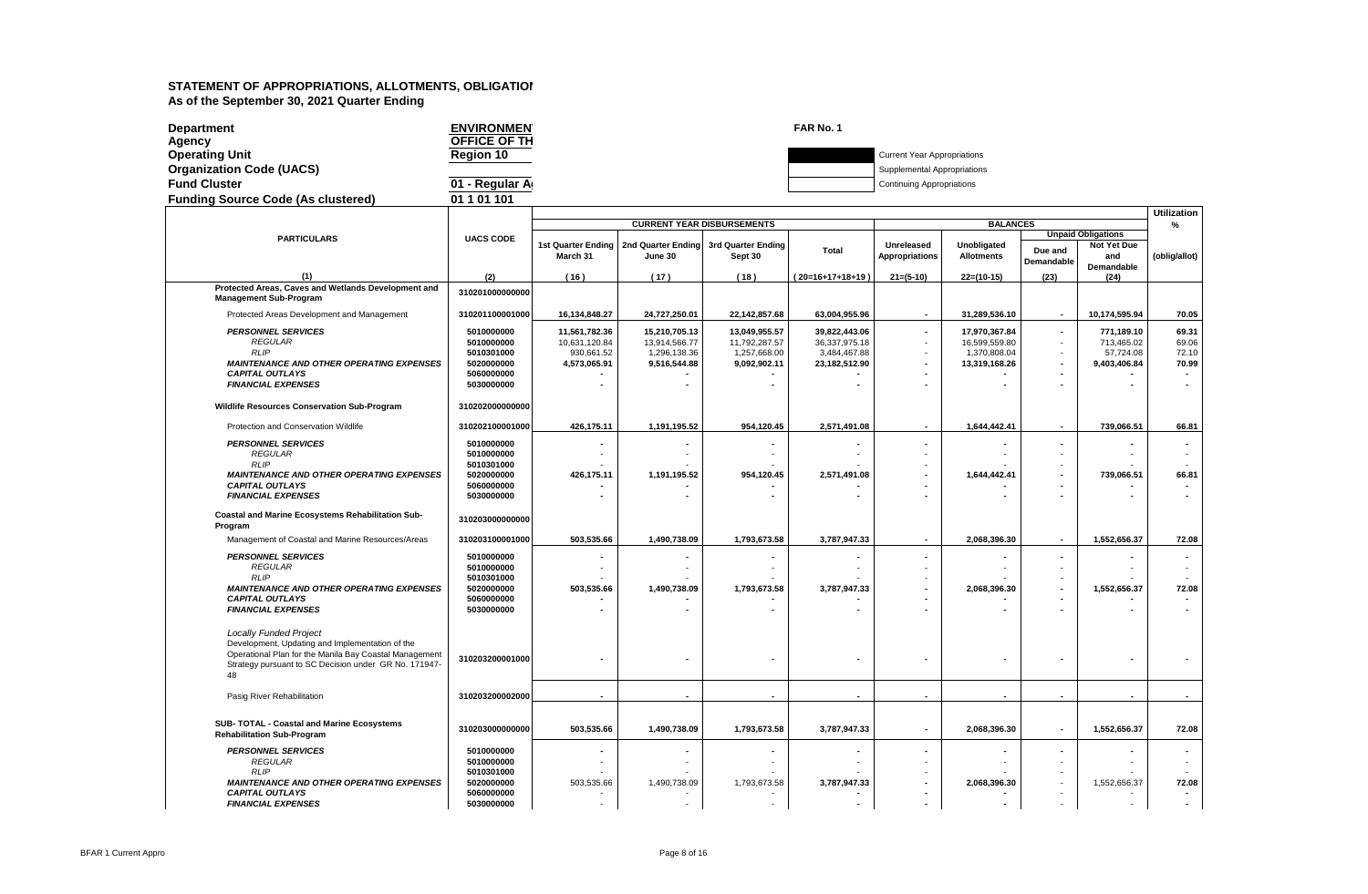# STATEMENT OF APPROPRIATIONS, ALLOTMENTS, OBLIGATIOI

**As of the September 30, 2021 Quarter Ending**

| | | |
|---|---|---|
| **Department** | **ENVIRONMENI** | **FAR No. 1** |
| **Agency** | **OFFICE OF TH** | |
| **Operating Unit** | **Region 10** | Current Year Appropriations |
| **Organization Code (UACS)** | | Supplemental Appropriations |
| **Fund Cluster** | **01 - Regular A** | Continuing Appropriations |
| **Funding Source Code (As clustered)** | **01 1 01 101** | |

| PARTICULARS | UACS CODE | CURRENT YEAR DISBURSEMENTS | | | | BALANCES | | | | Utilization % |
|---|---|---|---|---|---|---|---|---|---|---|
| | | 1st Quarter Ending March 31 | 2nd Quarter Ending June 30 | 3rd Quarter Ending Sept 30 | Total | Unreleased Appropriations | Unobligated Allotments | Unpaid Obligations: Due and Demandable | Unpaid Obligations: Not Yet Due and Demandable | (oblig/allot) |
| (1) | (2) | (16) | (17) | (18) | (20=16+17+18+19) | 21=(5-10) | 22=(10-15) | (23) | (24) | |
| **Protected Areas, Caves and Wetlands Development and Management Sub-Program** | **310201000000000** | | | | | | | | | |
| Protected Areas Development and Management | **310201100001000** | **16,134,848.27** | **24,727,250.01** | **22,142,857.68** | **63,004,955.96** | **-** | **31,289,536.10** | **-** | **10,174,595.94** | **70.05** |
| ***PERSONNEL SERVICES*** | **5010000000** | **11,561,782.36** | **15,210,705.13** | **13,049,955.57** | **39,822,443.06** | **-** | **17,970,367.84** | **-** | **771,189.10** | **69.31** |
| *REGULAR* | **5010000000** | 10,631,120.84 | 13,914,566.77 | 11,792,287.57 | 36,337,975.18 | - | 16,599,559.80 | - | 713,465.02 | 69.06 |
| *RLIP* | **5010301000** | 930,661.52 | 1,296,138.36 | 1,257,668.00 | 3,484,467.88 | - | 1,370,808.04 | - | 57,724.08 | 72.10 |
| ***MAINTENANCE AND OTHER OPERATING EXPENSES*** | **5020000000** | **4,573,065.91** | **9,516,544.88** | **9,092,902.11** | **23,182,512.90** | **-** | **13,319,168.26** | **-** | **9,403,406.84** | **70.99** |
| ***CAPITAL OUTLAYS*** | **5060000000** | **-** | **-** | **-** | **-** | **-** | **-** | **-** | **-** | **-** |
| ***FINANCIAL EXPENSES*** | **5030000000** | **-** | **-** | **-** | **-** | **-** | **-** | **-** | **-** | **-** |
| **Wildlife Resources Conservation Sub-Program** | **310202000000000** | | | | | | | | | |
| Protection and Conservation Wildlife | **310202100001000** | **426,175.11** | **1,191,195.52** | **954,120.45** | **2,571,491.08** | **-** | **1,644,442.41** | **-** | **739,066.51** | **66.81** |
| ***PERSONNEL SERVICES*** | **5010000000** | **-** | **-** | **-** | **-** | **-** | **-** | **-** | **-** | **-** |
| *REGULAR* | **5010000000** | - | - | - | - | - | - | - | - | - |
| *RLIP* | **5010301000** | - | - | - | - | - | - | - | - | - |
| ***MAINTENANCE AND OTHER OPERATING EXPENSES*** | **5020000000** | **426,175.11** | **1,191,195.52** | **954,120.45** | **2,571,491.08** | **-** | **1,644,442.41** | **-** | **739,066.51** | **66.81** |
| ***CAPITAL OUTLAYS*** | **5060000000** | **-** | **-** | **-** | **-** | **-** | **-** | **-** | **-** | **-** |
| ***FINANCIAL EXPENSES*** | **5030000000** | **-** | **-** | **-** | **-** | **-** | **-** | **-** | **-** | **-** |
| **Coastal and Marine Ecosystems Rehabilitation Sub-Program** | **310203000000000** | | | | | | | | | |
| Management of Coastal and Marine Resources/Areas | **310203100001000** | **503,535.66** | **1,490,738.09** | **1,793,673.58** | **3,787,947.33** | **-** | **2,068,396.30** | **-** | **1,552,656.37** | **72.08** |
| ***PERSONNEL SERVICES*** | **5010000000** | **-** | **-** | **-** | **-** | **-** | **-** | **-** | **-** | **-** |
| *REGULAR* | **5010000000** | - | - | - | - | - | - | - | - | - |
| *RLIP* | **5010301000** | - | - | - | - | - | - | - | - | - |
| ***MAINTENANCE AND OTHER OPERATING EXPENSES*** | **5020000000** | **503,535.66** | **1,490,738.09** | **1,793,673.58** | **3,787,947.33** | **-** | **2,068,396.30** | **-** | **1,552,656.37** | **72.08** |
| ***CAPITAL OUTLAYS*** | **5060000000** | **-** | **-** | **-** | **-** | **-** | **-** | **-** | **-** | **-** |
| ***FINANCIAL EXPENSES*** | **5030000000** | **-** | **-** | **-** | **-** | **-** | **-** | **-** | **-** | **-** |
| *Locally Funded Project* Development, Updating and Implementation of the Operational Plan for the Manila Bay Coastal Management Strategy pursuant to SC Decision under GR No. 171947-48 | **310203200001000** | **-** | **-** | **-** | **-** | **-** | **-** | **-** | **-** | **-** |
| Pasig River Rehabilitation | **310203200002000** | **-** | **-** | **-** | **-** | **-** | **-** | **-** | **-** | **-** |
| **SUB- TOTAL - Coastal and Marine Ecosystems Rehabilitation Sub-Program** | **310203000000000** | **503,535.66** | **1,490,738.09** | **1,793,673.58** | **3,787,947.33** | **-** | **2,068,396.30** | **-** | **1,552,656.37** | **72.08** |
| ***PERSONNEL SERVICES*** | **5010000000** | **-** | **-** | **-** | **-** | **-** | **-** | **-** | **-** | **-** |
| *REGULAR* | **5010000000** | - | - | - | - | - | - | - | - | - |
| *RLIP* | **5010301000** | - | - | - | - | - | - | - | - | - |
| ***MAINTENANCE AND OTHER OPERATING EXPENSES*** | **5020000000** | 503,535.66 | 1,490,738.09 | 1,793,673.58 | **3,787,947.33** | **-** | **2,068,396.30** | - | 1,552,656.37 | **72.08** |
| ***CAPITAL OUTLAYS*** | **5060000000** | - | - | - | **-** | **-** | **-** | - | - | **-** |
| ***FINANCIAL EXPENSES*** | **5030000000** | - | - | - | **-** | **-** | **-** | - | - | **-** |

BFAR 1 Current Appro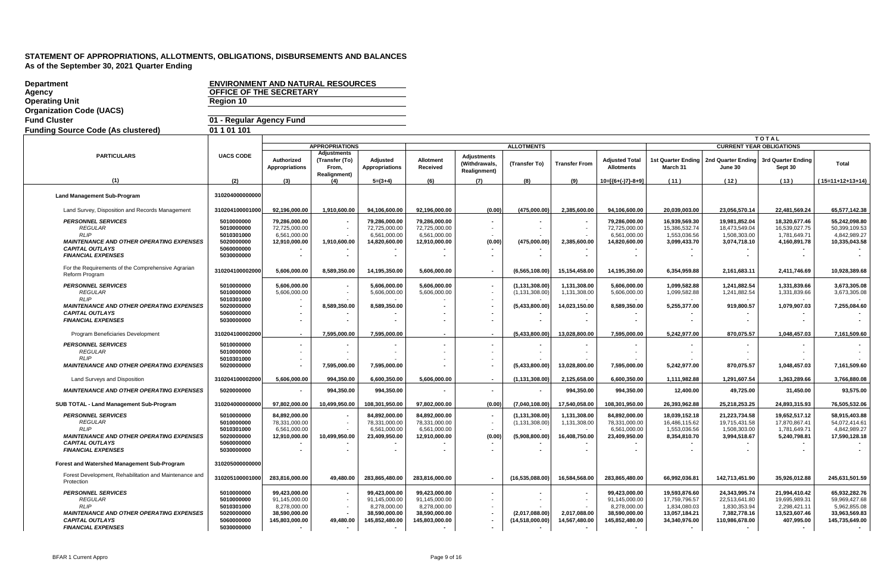# STATEMENT OF APPROPRIATIONS, ALLOTMENTS, OBLIGATIONS, DISBURSEMENTS AND BALANCES
**As of the September 30, 2021 Quarter Ending**

| | |
|---|---|
| **Department** | **ENVIRONMENT AND NATURAL RESOURCES** |
| **Agency** | **OFFICE OF THE SECRETARY** |
| **Operating Unit** | **Region 10** |
| **Organization Code (UACS)** | |
| **Fund Cluster** | **01 - Regular Agency Fund** |
| **Funding Source Code (As clustered)** | **01 1 01 101** |

| PARTICULARS | UACS CODE | APPROPRIATIONS | | | ALLOTMENTS | | | | | TOTAL CURRENT YEAR OBLIGATIONS | | | |
|---|---|---|---|---|---|---|---|---|---|---|---|---|---|
| | | Authorized Appropriations | Adjustments (Transfer (To) From, Realignment) | Adjusted Appropriations | Allotment Received | Adjustments (Withdrawals, Realignment) | (Transfer To) | Transfer From | Adjusted Total Allotments | 1st Quarter Ending March 31 | 2nd Quarter Ending June 30 | 3rd Quarter Ending Sept 30 | Total |
| (1) | (2) | (3) | (4) | 5=(3+4) | (6) | (7) | (8) | (9) | 10=[(6+(-)7)-8+9] | (11) | (12) | (13) | (15=11+12+13+14) |
| **Land Management Sub-Program** | **310204000000000** | | | | | | | | | | | | |
| Land Survey, Disposition and Records Management | **310204100001000** | **92,196,000.00** | **1,910,600.00** | **94,106,600.00** | **92,196,000.00** | **(0.00)** | **(475,000.00)** | **2,385,600.00** | **94,106,600.00** | **20,039,003.00** | **23,056,570.14** | **22,481,569.24** | **65,577,142.38** |
| ***PERSONNEL SERVICES*** | **5010000000** | **79,286,000.00** | **-** | **79,286,000.00** | **79,286,000.00** | **-** | **-** | **-** | **79,286,000.00** | **16,939,569.30** | **19,981,852.04** | **18,320,677.46** | **55,242,098.80** |
| *REGULAR* | 5010000000 | 72,725,000.00 | - | 72,725,000.00 | 72,725,000.00 | - | - | - | 72,725,000.00 | 15,386,532.74 | 18,473,549.04 | 16,539,027.75 | 50,399,109.53 |
| *RLIP* | 5010301000 | 6,561,000.00 | - | 6,561,000.00 | 6,561,000.00 | - | - | - | 6,561,000.00 | 1,553,036.56 | 1,508,303.00 | 1,781,649.71 | 4,842,989.27 |
| ***MAINTENANCE AND OTHER OPERATING EXPENSES*** | **5020000000** | **12,910,000.00** | **1,910,600.00** | **14,820,600.00** | **12,910,000.00** | **(0.00)** | **(475,000.00)** | **2,385,600.00** | **14,820,600.00** | **3,099,433.70** | **3,074,718.10** | **4,160,891.78** | **10,335,043.58** |
| ***CAPITAL OUTLAYS*** | **5060000000** | **-** | **-** | **-** | **-** | **-** | **-** | **-** | **-** | **-** | **-** | **-** | **-** |
| ***FINANCIAL EXPENSES*** | **5030000000** | **-** | **-** | **-** | **-** | **-** | **-** | **-** | **-** | **-** | **-** | **-** | **-** |
| For the Requirements of the Comprehensive Agrarian Reform Program | **310204100002000** | **5,606,000.00** | **8,589,350.00** | **14,195,350.00** | **5,606,000.00** | **-** | **(6,565,108.00)** | **15,154,458.00** | **14,195,350.00** | **6,354,959.88** | **2,161,683.11** | **2,411,746.69** | **10,928,389.68** |
| ***PERSONNEL SERVICES*** | **5010000000** | **5,606,000.00** | **-** | **5,606,000.00** | **5,606,000.00** | **-** | **(1,131,308.00)** | **1,131,308.00** | **5,606,000.00** | **1,099,582.88** | **1,241,882.54** | **1,331,839.66** | **3,673,305.08** |
| *REGULAR* | 5010000000 | 5,606,000.00 | - | 5,606,000.00 | 5,606,000.00 | - | (1,131,308.00) | 1,131,308.00 | 5,606,000.00 | 1,099,582.88 | 1,241,882.54 | 1,331,839.66 | 3,673,305.08 |
| *RLIP* | 5010301000 | - | - | - | - | - | - | - | - | - | - | - | - |
| ***MAINTENANCE AND OTHER OPERATING EXPENSES*** | **5020000000** | **-** | **8,589,350.00** | **8,589,350.00** | **-** | **-** | **(5,433,800.00)** | **14,023,150.00** | **8,589,350.00** | **5,255,377.00** | **919,800.57** | **1,079,907.03** | **7,255,084.60** |
| ***CAPITAL OUTLAYS*** | **5060000000** | **-** | **-** | **-** | **-** | **-** | **-** | **-** | **-** | **-** | **-** | **-** | **-** |
| ***FINANCIAL EXPENSES*** | **5030000000** | **-** | **-** | **-** | **-** | **-** | **-** | **-** | **-** | **-** | **-** | **-** | **-** |
| Program Beneficiaries Development | **310204100002000** | **-** | **7,595,000.00** | **7,595,000.00** | **-** | **-** | **(5,433,800.00)** | **13,028,800.00** | **7,595,000.00** | **5,242,977.00** | **870,075.57** | **1,048,457.03** | **7,161,509.60** |
| ***PERSONNEL SERVICES*** | **5010000000** | **-** | **-** | **-** | **-** | **-** | **-** | **-** | **-** | **-** | **-** | **-** | **-** |
| *REGULAR* | 5010000000 | - | - | - | - | - | - | - | - | - | - | - | - |
| *RLIP* | 5010301000 | - | - | - | - | - | - | - | - | - | - | - | - |
| ***MAINTENANCE AND OTHER OPERATING EXPENSES*** | **5020000000** | **-** | **7,595,000.00** | **7,595,000.00** | **-** | **-** | **(5,433,800.00)** | **13,028,800.00** | **7,595,000.00** | **5,242,977.00** | **870,075.57** | **1,048,457.03** | **7,161,509.60** |
| Land Surveys and Disposition | **310204100002000** | **5,606,000.00** | **994,350.00** | **6,600,350.00** | **5,606,000.00** | **-** | **(1,131,308.00)** | **2,125,658.00** | **6,600,350.00** | **1,111,982.88** | **1,291,607.54** | **1,363,289.66** | **3,766,880.08** |
| ***MAINTENANCE AND OTHER OPERATING EXPENSES*** | **5020000000** | **-** | **994,350.00** | **994,350.00** | **-** | **-** | **-** | **994,350.00** | **994,350.00** | **12,400.00** | **49,725.00** | **31,450.00** | **93,575.00** |
| **SUB TOTAL - Land Management Sub-Program** | **310204000000000** | **97,802,000.00** | **10,499,950.00** | **108,301,950.00** | **97,802,000.00** | **(0.00)** | **(7,040,108.00)** | **17,540,058.00** | **108,301,950.00** | **26,393,962.88** | **25,218,253.25** | **24,893,315.93** | **76,505,532.06** |
| ***PERSONNEL SERVICES*** | **5010000000** | **84,892,000.00** | **-** | **84,892,000.00** | **84,892,000.00** | **-** | **(1,131,308.00)** | **1,131,308.00** | **84,892,000.00** | **18,039,152.18** | **21,223,734.58** | **19,652,517.12** | **58,915,403.88** |
| *REGULAR* | 5010000000 | 78,331,000.00 | - | 78,331,000.00 | 78,331,000.00 | - | (1,131,308.00) | 1,131,308.00 | 78,331,000.00 | 16,486,115.62 | 19,715,431.58 | 17,870,867.41 | 54,072,414.61 |
| *RLIP* | 5010301000 | 6,561,000.00 | - | 6,561,000.00 | 6,561,000.00 | - | - | - | 6,561,000.00 | 1,553,036.56 | 1,508,303.00 | 1,781,649.71 | 4,842,989.27 |
| ***MAINTENANCE AND OTHER OPERATING EXPENSES*** | **5020000000** | **12,910,000.00** | **10,499,950.00** | **23,409,950.00** | **12,910,000.00** | **(0.00)** | **(5,908,800.00)** | **16,408,750.00** | **23,409,950.00** | **8,354,810.70** | **3,994,518.67** | **5,240,798.81** | **17,590,128.18** |
| ***CAPITAL OUTLAYS*** | **5060000000** | **-** | **-** | **-** | **-** | **-** | **-** | **-** | **-** | **-** | **-** | **-** | **-** |
| ***FINANCIAL EXPENSES*** | **5030000000** | **-** | **-** | **-** | **-** | **-** | **-** | **-** | **-** | **-** | **-** | **-** | **-** |
| **Forest and Watershed Management Sub-Program** | **310205000000000** | | | | | | | | | | | | |
| Forest Development, Rehabilitation and Maintenance and Protection | **310205100001000** | **283,816,000.00** | **49,480.00** | **283,865,480.00** | **283,816,000.00** | **-** | **(16,535,088.00)** | **16,584,568.00** | **283,865,480.00** | **66,992,036.81** | **142,713,451.90** | **35,926,012.88** | **245,631,501.59** |
| ***PERSONNEL SERVICES*** | **5010000000** | **99,423,000.00** | **-** | **99,423,000.00** | **99,423,000.00** | **-** | **-** | **-** | **99,423,000.00** | **19,593,876.60** | **24,343,995.74** | **21,994,410.42** | **65,932,282.76** |
| *REGULAR* | 5010000000 | 91,145,000.00 | - | 91,145,000.00 | 91,145,000.00 | - | - | - | 91,145,000.00 | 17,759,796.57 | 22,513,641.80 | 19,695,989.31 | 59,969,427.68 |
| *RLIP* | 5010301000 | 8,278,000.00 | - | 8,278,000.00 | 8,278,000.00 | - | - | - | 8,278,000.00 | 1,834,080.03 | 1,830,353.94 | 2,298,421.11 | 5,962,855.08 |
| ***MAINTENANCE AND OTHER OPERATING EXPENSES*** | **5020000000** | **38,590,000.00** | **-** | **38,590,000.00** | **38,590,000.00** | **-** | **(2,017,088.00)** | **2,017,088.00** | **38,590,000.00** | **13,057,184.21** | **7,382,778.16** | **13,523,607.46** | **33,963,569.83** |
| ***CAPITAL OUTLAYS*** | **5060000000** | **145,803,000.00** | **49,480.00** | **145,852,480.00** | **145,803,000.00** | **-** | **(14,518,000.00)** | **14,567,480.00** | **145,852,480.00** | **34,340,976.00** | **110,986,678.00** | **407,995.00** | **145,735,649.00** |
| ***FINANCIAL EXPENSES*** | **5030000000** | **-** | **-** | **-** | **-** | **-** | **-** | **-** | **-** | **-** | **-** | **-** | **-** |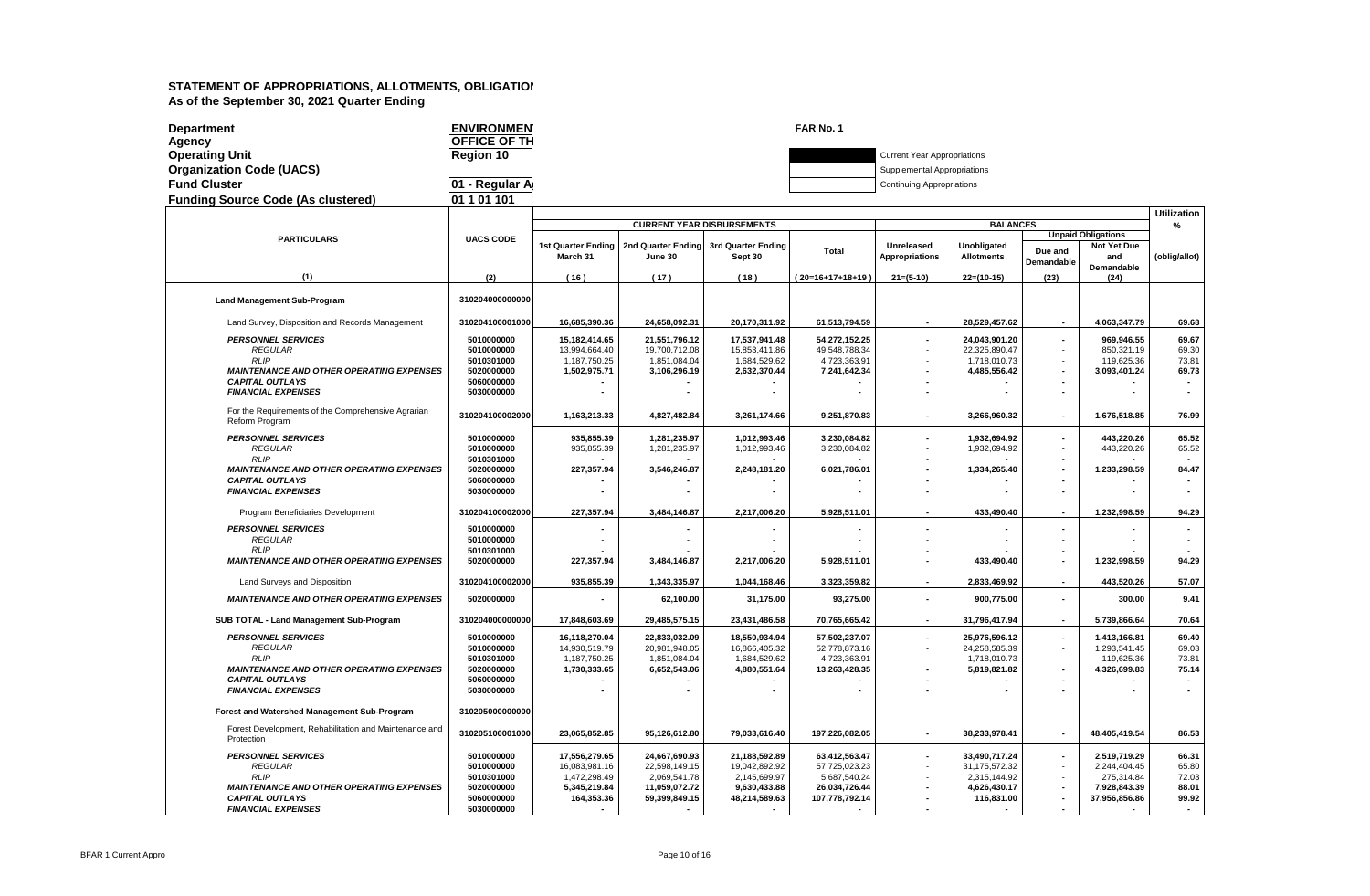# STATEMENT OF APPROPRIATIONS, ALLOTMENTS, OBLIGATION
**As of the September 30, 2021 Quarter Ending**

| | | | |
|---|---|---|---|
| **Department** | **ENVIRONMEN** | **FAR No. 1** | |
| **Agency** | **OFFICE OF TH** | | |
| **Operating Unit** | **Region 10** | | Current Year Appropriations |
| **Organization Code (UACS)** | | | Supplemental Appropriations |
| **Fund Cluster** | **01 - Regular A** | | Continuing Appropriations |
| **Funding Source Code (As clustered)** | **01 1 01 101** | | |

| PARTICULARS | UACS CODE | CURRENT YEAR DISBURSEMENTS | | | | BALANCES | | | | Utilization % |
|---|---|---|---|---|---|---|---|---|---|---|
| | | 1st Quarter Ending March 31 | 2nd Quarter Ending June 30 | 3rd Quarter Ending Sept 30 | Total | Unreleased Appropriations | Unobligated Allotments | Unpaid Obligations | | (oblig/allot) |
| | | | | | | | | Due and Demandable | Not Yet Due and Demandable | |
| (1) | (2) | (16) | (17) | (18) | (20=16+17+18+19) | 21=(5-10) | 22=(10-15) | (23) | (24) | |
| **Land Management Sub-Program** | **310204000000000** | | | | | | | | | |
| Land Survey, Disposition and Records Management | **310204100001000** | **16,685,390.36** | **24,658,092.31** | **20,170,311.92** | **61,513,794.59** | **-** | **28,529,457.62** | **-** | **4,063,347.79** | **69.68** |
| ***PERSONNEL SERVICES*** | **5010000000** | **15,182,414.65** | **21,551,796.12** | **17,537,941.48** | **54,272,152.25** | **-** | **24,043,901.20** | **-** | **969,946.55** | **69.67** |
| *REGULAR* | 5010000000 | 13,994,664.40 | 19,700,712.08 | 15,853,411.86 | 49,548,788.34 | - | 22,325,890.47 | - | 850,321.19 | 69.30 |
| *RLIP* | 5010301000 | 1,187,750.25 | 1,851,084.04 | 1,684,529.62 | 4,723,363.91 | - | 1,718,010.73 | - | 119,625.36 | 73.81 |
| ***MAINTENANCE AND OTHER OPERATING EXPENSES*** | **5020000000** | **1,502,975.71** | **3,106,296.19** | **2,632,370.44** | **7,241,642.34** | **-** | **4,485,556.42** | **-** | **3,093,401.24** | **69.73** |
| ***CAPITAL OUTLAYS*** | **5060000000** | **-** | **-** | **-** | **-** | **-** | **-** | **-** | **-** | **-** |
| ***FINANCIAL EXPENSES*** | **5030000000** | **-** | **-** | **-** | **-** | **-** | **-** | **-** | **-** | **-** |
| For the Requirements of the Comprehensive Agrarian Reform Program | **310204100002000** | **1,163,213.33** | **4,827,482.84** | **3,261,174.66** | **9,251,870.83** | **-** | **3,266,960.32** | **-** | **1,676,518.85** | **76.99** |
| ***PERSONNEL SERVICES*** | **5010000000** | **935,855.39** | **1,281,235.97** | **1,012,993.46** | **3,230,084.82** | **-** | **1,932,694.92** | **-** | **443,220.26** | **65.52** |
| *REGULAR* | 5010000000 | 935,855.39 | 1,281,235.97 | 1,012,993.46 | 3,230,084.82 | - | 1,932,694.92 | - | 443,220.26 | 65.52 |
| *RLIP* | 5010301000 | - | - | - | - | - | - | - | - | - |
| ***MAINTENANCE AND OTHER OPERATING EXPENSES*** | **5020000000** | **227,357.94** | **3,546,246.87** | **2,248,181.20** | **6,021,786.01** | **-** | **1,334,265.40** | **-** | **1,233,298.59** | **84.47** |
| ***CAPITAL OUTLAYS*** | **5060000000** | **-** | **-** | **-** | **-** | **-** | **-** | **-** | **-** | **-** |
| ***FINANCIAL EXPENSES*** | **5030000000** | **-** | **-** | **-** | **-** | **-** | **-** | **-** | **-** | **-** |
| Program Beneficiaries Development | **310204100002000** | **227,357.94** | **3,484,146.87** | **2,217,006.20** | **5,928,511.01** | **-** | **433,490.40** | **-** | **1,232,998.59** | **94.29** |
| ***PERSONNEL SERVICES*** | **5010000000** | **-** | **-** | **-** | **-** | **-** | **-** | **-** | **-** | **-** |
| *REGULAR* | 5010000000 | - | - | - | - | - | - | - | - | - |
| *RLIP* | 5010301000 | - | - | - | - | - | - | - | - | - |
| ***MAINTENANCE AND OTHER OPERATING EXPENSES*** | **5020000000** | **227,357.94** | **3,484,146.87** | **2,217,006.20** | **5,928,511.01** | **-** | **433,490.40** | **-** | **1,232,998.59** | **94.29** |
| Land Surveys and Disposition | **310204100002000** | **935,855.39** | **1,343,335.97** | **1,044,168.46** | **3,323,359.82** | **-** | **2,833,469.92** | **-** | **443,520.26** | **57.07** |
| ***MAINTENANCE AND OTHER OPERATING EXPENSES*** | **5020000000** | **-** | **62,100.00** | **31,175.00** | **93,275.00** | **-** | **900,775.00** | **-** | **300.00** | **9.41** |
| **SUB TOTAL - Land Management Sub-Program** | **310204000000000** | **17,848,603.69** | **29,485,575.15** | **23,431,486.58** | **70,765,665.42** | **-** | **31,796,417.94** | **-** | **5,739,866.64** | **70.64** |
| ***PERSONNEL SERVICES*** | **5010000000** | **16,118,270.04** | **22,833,032.09** | **18,550,934.94** | **57,502,237.07** | **-** | **25,976,596.12** | **-** | **1,413,166.81** | **69.40** |
| *REGULAR* | 5010000000 | 14,930,519.79 | 20,981,948.05 | 16,866,405.32 | 52,778,873.16 | - | 24,258,585.39 | - | 1,293,541.45 | 69.03 |
| *RLIP* | 5010301000 | 1,187,750.25 | 1,851,084.04 | 1,684,529.62 | 4,723,363.91 | - | 1,718,010.73 | - | 119,625.36 | 73.81 |
| ***MAINTENANCE AND OTHER OPERATING EXPENSES*** | **5020000000** | **1,730,333.65** | **6,652,543.06** | **4,880,551.64** | **13,263,428.35** | **-** | **5,819,821.82** | **-** | **4,326,699.83** | **75.14** |
| ***CAPITAL OUTLAYS*** | **5060000000** | **-** | **-** | **-** | **-** | **-** | **-** | **-** | **-** | **-** |
| ***FINANCIAL EXPENSES*** | **5030000000** | **-** | **-** | **-** | **-** | **-** | **-** | **-** | **-** | **-** |
| **Forest and Watershed Management Sub-Program** | **310205000000000** | | | | | | | | | |
| Forest Development, Rehabilitation and Maintenance and Protection | **310205100001000** | **23,065,852.85** | **95,126,612.80** | **79,033,616.40** | **197,226,082.05** | **-** | **38,233,978.41** | **-** | **48,405,419.54** | **86.53** |
| ***PERSONNEL SERVICES*** | **5010000000** | **17,556,279.65** | **24,667,690.93** | **21,188,592.89** | **63,412,563.47** | **-** | **33,490,717.24** | **-** | **2,519,719.29** | **66.31** |
| *REGULAR* | 5010000000 | 16,083,981.16 | 22,598,149.15 | 19,042,892.92 | 57,725,023.23 | - | 31,175,572.32 | - | 2,244,404.45 | 65.80 |
| *RLIP* | 5010301000 | 1,472,298.49 | 2,069,541.78 | 2,145,699.97 | 5,687,540.24 | - | 2,315,144.92 | - | 275,314.84 | 72.03 |
| ***MAINTENANCE AND OTHER OPERATING EXPENSES*** | **5020000000** | **5,345,219.84** | **11,059,072.72** | **9,630,433.88** | **26,034,726.44** | **-** | **4,626,430.17** | **-** | **7,928,843.39** | **88.01** |
| ***CAPITAL OUTLAYS*** | **5060000000** | **164,353.36** | **59,399,849.15** | **48,214,589.63** | **107,778,792.14** | **-** | **116,831.00** | **-** | **37,956,856.86** | **99.92** |
| ***FINANCIAL EXPENSES*** | **5030000000** | **-** | **-** | **-** | **-** | **-** | **-** | **-** | **-** | **-** |

BFAR 1 Current Appro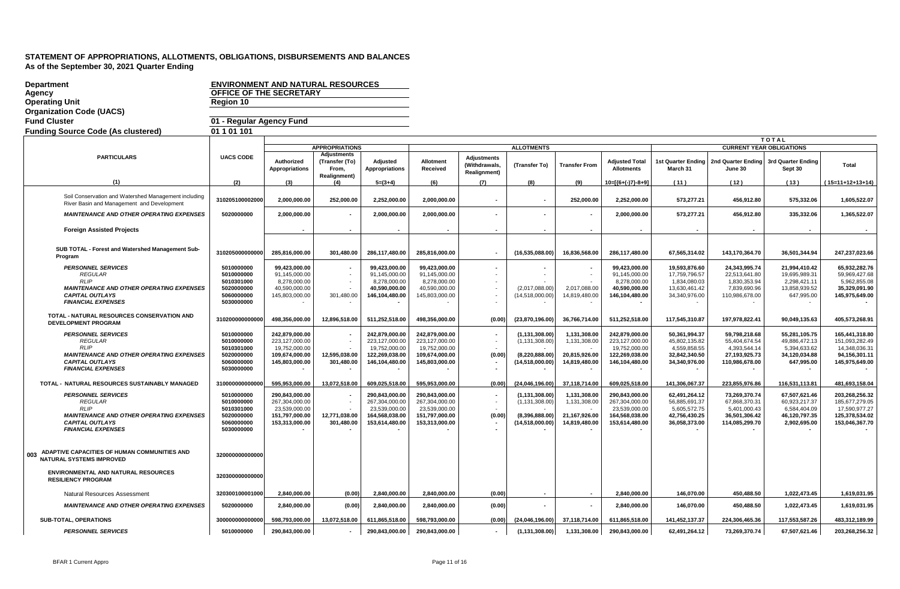## STATEMENT OF APPROPRIATIONS, ALLOTMENTS, OBLIGATIONS, DISBURSEMENTS AND BALANCES
### As of the September 30, 2021 Quarter Ending

**Department** ENVIRONMENT AND NATURAL RESOURCES
**Agency** OFFICE OF THE SECRETARY
**Operating Unit** Region 10
**Organization Code (UACS)**
**Fund Cluster** 01 - Regular Agency Fund
**Funding Source Code (As clustered)** 01 1 01 101

| PARTICULARS | UACS CODE | APPROPRIATIONS | | | ALLOTMENTS | | | | | TOTAL CURRENT YEAR OBLIGATIONS | | | |
|---|---|---|---|---|---|---|---|---|---|---|---|---|---|
| | | Authorized Appropriations | Adjustments (Transfer (To) From, Realignment) | Adjusted Appropriations | Allotment Received | Adjustments (Withdrawals, Realignment) | (Transfer To) | Transfer From | Adjusted Total Allotments | 1st Quarter Ending March 31 | 2nd Quarter Ending June 30 | 3rd Quarter Ending Sept 30 | Total |
| (1) | (2) | (3) | (4) | 5=(3+4) | (6) | (7) | (8) | (9) | 10=[(6+(-)7)-8+9] | (11) | (12) | (13) | (15=11+12+13+14) |
| Soil Conservation and Watershed Management including River Basin and Management and Development | 310205100002000 | 2,000,000.00 | 252,000.00 | 2,252,000.00 | 2,000,000.00 | - | - | 252,000.00 | 2,252,000.00 | 573,277.21 | 456,912.80 | 575,332.06 | 1,605,522.07 |
| *MAINTENANCE AND OTHER OPERATING EXPENSES* | 5020000000 | 2,000,000.00 | - | 2,000,000.00 | 2,000,000.00 | - | - | - | 2,000,000.00 | 573,277.21 | 456,912.80 | 335,332.06 | 1,365,522.07 |
| **Foreign Assisted Projects** | | - | - | - | - | - | - | - | - | - | - | - | - |
| **SUB TOTAL - Forest and Watershed Management Sub-Program** | 310205000000000 | 285,816,000.00 | 301,480.00 | 286,117,480.00 | 285,816,000.00 | - | (16,535,088.00) | 16,836,568.00 | 286,117,480.00 | 67,565,314.02 | 143,170,364.70 | 36,501,344.94 | 247,237,023.66 |
| *PERSONNEL SERVICES* | 5010000000 | 99,423,000.00 | - | 99,423,000.00 | 99,423,000.00 | - | - | - | 99,423,000.00 | 19,593,876.60 | 24,343,995.74 | 21,994,410.42 | 65,932,282.76 |
| *REGULAR* | 5010000000 | 91,145,000.00 | - | 91,145,000.00 | 91,145,000.00 | - | - | - | 91,145,000.00 | 17,759,796.57 | 22,513,641.80 | 19,695,989.31 | 59,969,427.68 |
| *RLIP* | 5010301000 | 8,278,000.00 | - | 8,278,000.00 | 8,278,000.00 | - | - | - | 8,278,000.00 | 1,834,080.03 | 1,830,353.94 | 2,298,421.11 | 5,962,855.08 |
| *MAINTENANCE AND OTHER OPERATING EXPENSES* | 5020000000 | 40,590,000.00 | - | 40,590,000.00 | 40,590,000.00 | - | (2,017,088.00) | 2,017,088.00 | 40,590,000.00 | 13,630,461.42 | 7,839,690.96 | 13,858,939.52 | 35,329,091.90 |
| *CAPITAL OUTLAYS* | 5060000000 | 145,803,000.00 | 301,480.00 | 146,104,480.00 | 145,803,000.00 | - | (14,518,000.00) | 14,819,480.00 | 146,104,480.00 | 34,340,976.00 | 110,986,678.00 | 647,995.00 | 145,975,649.00 |
| *FINANCIAL EXPENSES* | 5030000000 | - | | - | - | - | - | - | - | - | - | - | - |
| **TOTAL - NATURAL RESOURCES CONSERVATION AND DEVELOPMENT PROGRAM** | 310200000000000 | 498,356,000.00 | 12,896,518.00 | 511,252,518.00 | 498,356,000.00 | (0.00) | (23,870,196.00) | 36,766,714.00 | 511,252,518.00 | 117,545,310.87 | 197,978,822.41 | 90,049,135.63 | 405,573,268.91 |
| *PERSONNEL SERVICES* | 5010000000 | 242,879,000.00 | - | 242,879,000.00 | 242,879,000.00 | - | (1,131,308.00) | 1,131,308.00 | 242,879,000.00 | 50,361,994.37 | 59,798,218.68 | 55,281,105.75 | 165,441,318.80 |
| *REGULAR* | 5010000000 | 223,127,000.00 | - | 223,127,000.00 | 223,127,000.00 | - | (1,131,308.00) | 1,131,308.00 | 223,127,000.00 | 45,802,135.82 | 55,404,674.54 | 49,886,472.13 | 151,093,282.49 |
| *RLIP* | 5010301000 | 19,752,000.00 | - | 19,752,000.00 | 19,752,000.00 | - | - | - | 19,752,000.00 | 4,559,858.55 | 4,393,544.14 | 5,394,633.62 | 14,348,036.31 |
| *MAINTENANCE AND OTHER OPERATING EXPENSES* | 5020000000 | 109,674,000.00 | 12,595,038.00 | 122,269,038.00 | 109,674,000.00 | (0.00) | (8,220,888.00) | 20,815,926.00 | 122,269,038.00 | 32,842,340.50 | 27,193,925.73 | 34,120,034.88 | 94,156,301.11 |
| *CAPITAL OUTLAYS* | 5060000000 | 145,803,000.00 | 301,480.00 | 146,104,480.00 | 145,803,000.00 | - | (14,518,000.00) | 14,819,480.00 | 146,104,480.00 | 34,340,976.00 | 110,986,678.00 | 647,995.00 | 145,975,649.00 |
| *FINANCIAL EXPENSES* | 5030000000 | - | - | - | - | - | - | - | - | - | - | - | - |
| **TOTAL - NATURAL RESOURCES SUSTAINABLY MANAGED** | 310000000000000 | 595,953,000.00 | 13,072,518.00 | 609,025,518.00 | 595,953,000.00 | (0.00) | (24,046,196.00) | 37,118,714.00 | 609,025,518.00 | 141,306,067.37 | 223,855,976.86 | 116,531,113.81 | 481,693,158.04 |
| *PERSONNEL SERVICES* | 5010000000 | 290,843,000.00 | - | 290,843,000.00 | 290,843,000.00 | - | (1,131,308.00) | 1,131,308.00 | 290,843,000.00 | 62,491,264.12 | 73,269,370.74 | 67,507,621.46 | 203,268,256.32 |
| *REGULAR* | 5010000000 | 267,304,000.00 | - | 267,304,000.00 | 267,304,000.00 | - | (1,131,308.00) | 1,131,308.00 | 267,304,000.00 | 56,885,691.37 | 67,868,370.31 | 60,923,217.37 | 185,677,279.05 |
| *RLIP* | 5010301000 | 23,539,000.00 | - | 23,539,000.00 | 23,539,000.00 | - | - | - | 23,539,000.00 | 5,605,572.75 | 5,401,000.43 | 6,584,404.09 | 17,590,977.27 |
| *MAINTENANCE AND OTHER OPERATING EXPENSES* | 5020000000 | 151,797,000.00 | 12,771,038.00 | 164,568,038.00 | 151,797,000.00 | (0.00) | (8,396,888.00) | 21,167,926.00 | 164,568,038.00 | 42,756,430.25 | 36,501,306.42 | 46,120,797.35 | 125,378,534.02 |
| *CAPITAL OUTLAYS* | 5060000000 | 153,313,000.00 | 301,480.00 | 153,614,480.00 | 153,313,000.00 | - | (14,518,000.00) | 14,819,480.00 | 153,614,480.00 | 36,058,373.00 | 114,085,299.70 | 2,902,695.00 | 153,046,367.70 |
| *FINANCIAL EXPENSES* | 5030000000 | - | - | - | - | - | - | - | - | - | - | - | - |
| **003 ADAPTIVE CAPACITIES OF HUMAN COMMUNITIES AND NATURAL SYSTEMS IMPROVED** | 320000000000000 | | | | | | | | | | | | |
| **ENVIRONMENTAL AND NATURAL RESOURCES RESILIENCY PROGRAM** | 320300000000000 | | | | | | | | | | | | |
| Natural Resources Assessment | 320300100001000 | 2,840,000.00 | (0.00) | 2,840,000.00 | 2,840,000.00 | (0.00) | - | - | 2,840,000.00 | 146,070.00 | 450,488.50 | 1,022,473.45 | 1,619,031.95 |
| *MAINTENANCE AND OTHER OPERATING EXPENSES* | 5020000000 | 2,840,000.00 | (0.00) | 2,840,000.00 | 2,840,000.00 | (0.00) | - | - | 2,840,000.00 | 146,070.00 | 450,488.50 | 1,022,473.45 | 1,619,031.95 |
| **SUB-TOTAL, OPERATIONS** | 300000000000000 | 598,793,000.00 | 13,072,518.00 | 611,865,518.00 | 598,793,000.00 | (0.00) | (24,046,196.00) | 37,118,714.00 | 611,865,518.00 | 141,452,137.37 | 224,306,465.36 | 117,553,587.26 | 483,312,189.99 |
| *PERSONNEL SERVICES* | 5010000000 | 290,843,000.00 | - | 290,843,000.00 | 290,843,000.00 | - | (1,131,308.00) | 1,131,308.00 | 290,843,000.00 | 62,491,264.12 | 73,269,370.74 | 67,507,621.46 | 203,268,256.32 |

BFAR 1 Current Appro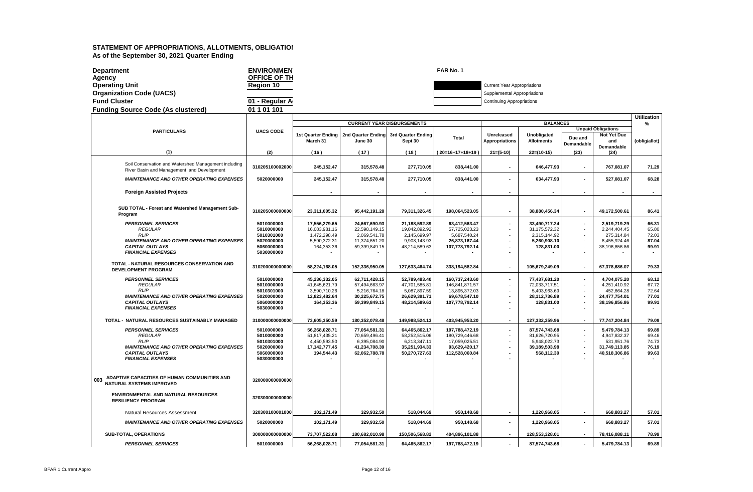# STATEMENT OF APPROPRIATIONS, ALLOTMENTS, OBLIGATIOI

**As of the September 30, 2021 Quarter Ending**

**Department** ENVIRONMEN
**Agency** OFFICE OF TH
**Operating Unit** Region 10
**Organization Code (UACS)**
**Fund Cluster** 01 - Regular A
**Funding Source Code (As clustered)** 01 1 01 101

FAR No. 1

Current Year Appropriations
Supplemental Appropriations
Continuing Appropriations

| PARTICULARS | UACS CODE | CURRENT YEAR DISBURSEMENTS | | | | BALANCES | | | | Utilization % |
|---|---|---|---|---|---|---|---|---|---|---|
| | | 1st Quarter Ending March 31 | 2nd Quarter Ending June 30 | 3rd Quarter Ending Sept 30 | Total | Unreleased Appropriations | Unobligated Allotments | Unpaid Obligations | | (oblig/allot) |
| | | | | | | | | Due and Demandable | Not Yet Due and Demandable | |
| (1) | (2) | (16) | (17) | (18) | (20=16+17+18+19) | 21=(5-10) | 22=(10-15) | (23) | (24) | |
| Soil Conservation and Watershed Management including River Basin and Management and Development | 310205100002000 | 245,152.47 | 315,578.48 | 277,710.05 | 838,441.00 | - | 646,477.93 | - | 767,081.07 | 71.29 |
| *MAINTENANCE AND OTHER OPERATING EXPENSES* | 5020000000 | 245,152.47 | 315,578.48 | 277,710.05 | 838,441.00 | - | 634,477.93 | - | 527,081.07 | 68.28 |
| **Foreign Assisted Projects** | | - | - | - | - | - | - | - | - | - |
| **SUB TOTAL - Forest and Watershed Management Sub-Program** | 310205000000000 | 23,311,005.32 | 95,442,191.28 | 79,311,326.45 | 198,064,523.05 | - | 38,880,456.34 | - | 49,172,500.61 | 86.41 |
| *PERSONNEL SERVICES* | 5010000000 | 17,556,279.65 | 24,667,690.93 | 21,188,592.89 | 63,412,563.47 | - | 33,490,717.24 | - | 2,519,719.29 | 66.31 |
| *REGULAR* | 5010000000 | 16,083,981.16 | 22,598,149.15 | 19,042,892.92 | 57,725,023.23 | - | 31,175,572.32 | - | 2,244,404.45 | 65.80 |
| *RLIP* | 5010301000 | 1,472,298.49 | 2,069,541.78 | 2,145,699.97 | 5,687,540.24 | - | 2,315,144.92 | - | 275,314.84 | 72.03 |
| *MAINTENANCE AND OTHER OPERATING EXPENSES* | 5020000000 | 5,590,372.31 | 11,374,651.20 | 9,908,143.93 | 26,873,167.44 | - | 5,260,908.10 | - | 8,455,924.46 | 87.04 |
| *CAPITAL OUTLAYS* | 5060000000 | 164,353.36 | 59,399,849.15 | 48,214,589.63 | 107,778,792.14 | - | 128,831.00 | - | 38,196,856.86 | 99.91 |
| *FINANCIAL EXPENSES* | 5030000000 | - | - | - | - | - | - | - | - | - |
| **TOTAL - NATURAL RESOURCES CONSERVATION AND DEVELOPMENT PROGRAM** | 310200000000000 | 58,224,168.05 | 152,336,950.05 | 127,633,464.74 | 338,194,582.84 | - | 105,679,249.09 | - | 67,378,686.07 | 79.33 |
| *PERSONNEL SERVICES* | 5010000000 | 45,236,332.05 | 62,711,428.15 | 52,789,483.40 | 160,737,243.60 | - | 77,437,681.20 | - | 4,704,075.20 | 68.12 |
| *REGULAR* | 5010000000 | 41,645,621.79 | 57,494,663.97 | 47,701,585.81 | 146,841,871.57 | - | 72,033,717.51 | - | 4,251,410.92 | 67.72 |
| *RLIP* | 5010301000 | 3,590,710.26 | 5,216,764.18 | 5,087,897.59 | 13,895,372.03 | - | 5,403,963.69 | - | 452,664.28 | 72.64 |
| *MAINTENANCE AND OTHER OPERATING EXPENSES* | 5020000000 | 12,823,482.64 | 30,225,672.75 | 26,629,391.71 | 69,678,547.10 | - | 28,112,736.89 | - | 24,477,754.01 | 77.01 |
| *CAPITAL OUTLAYS* | 5060000000 | 164,353.36 | 59,399,849.15 | 48,214,589.63 | 107,778,792.14 | - | 128,831.00 | - | 38,196,856.86 | 99.91 |
| *FINANCIAL EXPENSES* | 5030000000 | - | - | - | - | - | - | - | - | - |
| **TOTAL - NATURAL RESOURCES SUSTAINABLY MANAGED** | 310000000000000 | 73,605,350.59 | 180,352,078.48 | 149,988,524.13 | 403,945,953.20 | - | 127,332,359.96 | - | 77,747,204.84 | 79.09 |
| *PERSONNEL SERVICES* | 5010000000 | 56,268,028.71 | 77,054,581.31 | 64,465,862.17 | 197,788,472.19 | - | 87,574,743.68 | - | 5,479,784.13 | 69.89 |
| *REGULAR* | 5010000000 | 51,817,435.21 | 70,659,496.41 | 58,252,515.06 | 180,729,446.68 | - | 81,626,720.95 | - | 4,947,832.37 | 69.46 |
| *RLIP* | 5010301000 | 4,450,593.50 | 6,395,084.90 | 6,213,347.11 | 17,059,025.51 | - | 5,948,022.73 | - | 531,951.76 | 74.73 |
| *MAINTENANCE AND OTHER OPERATING EXPENSES* | 5020000000 | 17,142,777.45 | 41,234,708.39 | 35,251,934.33 | 93,629,420.17 | - | 39,189,503.98 | - | 31,749,113.85 | 76.19 |
| *CAPITAL OUTLAYS* | 5060000000 | 194,544.43 | 62,062,788.78 | 50,270,727.63 | 112,528,060.84 | - | 568,112.30 | - | 40,518,306.86 | 99.63 |
| *FINANCIAL EXPENSES* | 5030000000 | - | - | - | - | - | - | - | - | - |
| **003 ADAPTIVE CAPACITIES OF HUMAN COMMUNITIES AND NATURAL SYSTEMS IMPROVED** | 320000000000000 | | | | | | | | | |
| **ENVIRONMENTAL AND NATURAL RESOURCES RESILIENCY PROGRAM** | 320300000000000 | | | | | | | | | |
| Natural Resources Assessment | 320300100001000 | 102,171.49 | 329,932.50 | 518,044.69 | 950,148.68 | - | 1,220,968.05 | - | 668,883.27 | 57.01 |
| *MAINTENANCE AND OTHER OPERATING EXPENSES* | 5020000000 | 102,171.49 | 329,932.50 | 518,044.69 | 950,148.68 | - | 1,220,968.05 | - | 668,883.27 | 57.01 |
| **SUB-TOTAL, OPERATIONS** | 300000000000000 | 73,707,522.08 | 180,682,010.98 | 150,506,568.82 | 404,896,101.88 | - | 128,553,328.01 | - | 78,416,088.11 | 78.99 |
| *PERSONNEL SERVICES* | 5010000000 | 56,268,028.71 | 77,054,581.31 | 64,465,862.17 | 197,788,472.19 | - | 87,574,743.68 | - | 5,479,784.13 | 69.89 |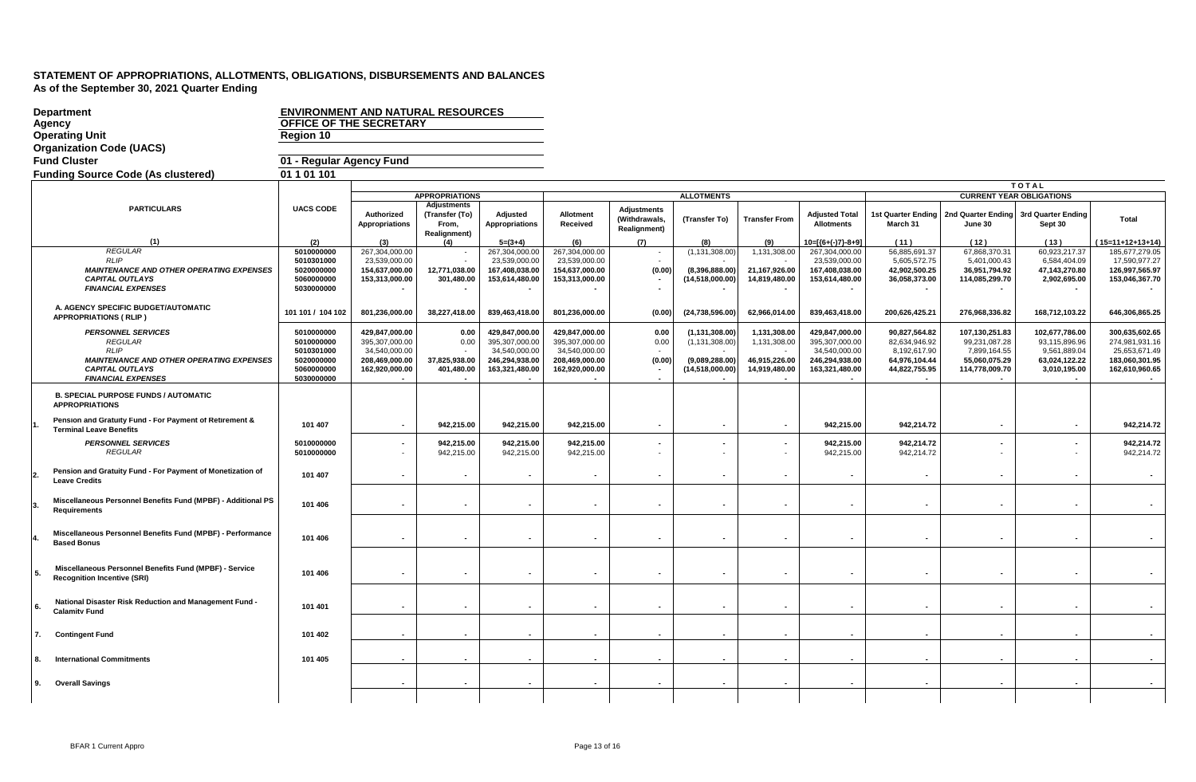# STATEMENT OF APPROPRIATIONS, ALLOTMENTS, OBLIGATIONS, DISBURSEMENTS AND BALANCES
**As of the September 30, 2021 Quarter Ending**

| | |
|---|---|
| **Department** | **ENVIRONMENT AND NATURAL RESOURCES** |
| **Agency** | **OFFICE OF THE SECRETARY** |
| **Operating Unit** | **Region 10** |
| **Organization Code (UACS)** | |
| **Fund Cluster** | **01 - Regular Agency Fund** |
| **Funding Source Code (As clustered)** | **01 1 01 101** |

| PARTICULARS | UACS CODE | APPROPRIATIONS | | | ALLOTMENTS | | | | | TOTAL CURRENT YEAR OBLIGATIONS | | | |
|---|---|---|---|---|---|---|---|---|---|---|---|---|---|
| | | Authorized Appropriations | Adjustments (Transfer (To) From, Realignment) | Adjusted Appropriations | Allotment Received | Adjustments (Withdrawals, Realignment) | (Transfer To) | Transfer From | Adjusted Total Allotments | 1st Quarter Ending March 31 | 2nd Quarter Ending June 30 | 3rd Quarter Ending Sept 30 | Total |
| (1) | (2) | (3) | (4) | 5=(3+4) | (6) | (7) | (8) | (9) | 10=[{6+(-)7}-8+9] | (11) | (12) | (13) | (15=11+12+13+14) |
| *REGULAR* | 5010000000 | 267,304,000.00 | - | 267,304,000.00 | 267,304,000.00 | - | (1,131,308.00) | 1,131,308.00 | 267,304,000.00 | 56,885,691.37 | 67,868,370.31 | 60,923,217.37 | 185,677,279.05 |
| *RLIP* | 5010301000 | 23,539,000.00 | - | 23,539,000.00 | 23,539,000.00 | - | - | - | 23,539,000.00 | 5,605,572.75 | 5,401,000.43 | 6,584,404.09 | 17,590,977.27 |
| *MAINTENANCE AND OTHER OPERATING EXPENSES* | 5020000000 | 154,637,000.00 | 12,771,038.00 | 167,408,038.00 | 154,637,000.00 | (0.00) | (8,396,888.00) | 21,167,926.00 | 167,408,038.00 | 42,902,500.25 | 36,951,794.92 | 47,143,270.80 | 126,997,565.97 |
| *CAPITAL OUTLAYS* | 5060000000 | 153,313,000.00 | 301,480.00 | 153,614,480.00 | 153,313,000.00 | - | (14,518,000.00) | 14,819,480.00 | 153,614,480.00 | 36,058,373.00 | 114,085,299.70 | 2,902,695.00 | 153,046,367.70 |
| *FINANCIAL EXPENSES* | 5030000000 | - | - | - | - | - | - | - | - | - | - | - | - |
| **A. AGENCY SPECIFIC BUDGET/AUTOMATIC APPROPRIATIONS ( RLIP )** | 101 101 / 104 102 | 801,236,000.00 | 38,227,418.00 | 839,463,418.00 | 801,236,000.00 | (0.00) | (24,738,596.00) | 62,966,014.00 | 839,463,418.00 | 200,626,425.21 | 276,968,336.82 | 168,712,103.22 | 646,306,865.25 |
| *PERSONNEL SERVICES* | 5010000000 | 429,847,000.00 | 0.00 | 429,847,000.00 | 429,847,000.00 | 0.00 | (1,131,308.00) | 1,131,308.00 | 429,847,000.00 | 90,827,564.82 | 107,130,251.83 | 102,677,786.00 | 300,635,602.65 |
| *REGULAR* | 5010000000 | 395,307,000.00 | 0.00 | 395,307,000.00 | 395,307,000.00 | 0.00 | (1,131,308.00) | 1,131,308.00 | 395,307,000.00 | 82,634,946.92 | 99,231,087.28 | 93,115,896.96 | 274,981,931.16 |
| *RLIP* | 5010301000 | 34,540,000.00 | - | 34,540,000.00 | 34,540,000.00 | - | - | - | 34,540,000.00 | 8,192,617.90 | 7,899,164.55 | 9,561,889.04 | 25,653,671.49 |
| *MAINTENANCE AND OTHER OPERATING EXPENSES* | 5020000000 | 208,469,000.00 | 37,825,938.00 | 246,294,938.00 | 208,469,000.00 | (0.00) | (9,089,288.00) | 46,915,226.00 | 246,294,938.00 | 64,976,104.44 | 55,060,075.29 | 63,024,122.22 | 183,060,301.95 |
| *CAPITAL OUTLAYS* | 5060000000 | 162,920,000.00 | 401,480.00 | 163,321,480.00 | 162,920,000.00 | - | (14,518,000.00) | 14,919,480.00 | 163,321,480.00 | 44,822,755.95 | 114,778,009.70 | 3,010,195.00 | 162,610,960.65 |
| *FINANCIAL EXPENSES* | 5030000000 | - | - | - | - | - | - | - | - | - | - | - | - |
| **B. SPECIAL PURPOSE FUNDS / AUTOMATIC APPROPRIATIONS** | | | | | | | | | | | | | |
| **1. Pension and Gratuity Fund - For Payment of Retirement & Terminal Leave Benefits** | 101 407 | - | 942,215.00 | 942,215.00 | 942,215.00 | - | - | - | 942,215.00 | 942,214.72 | - | - | 942,214.72 |
| *PERSONNEL SERVICES* | 5010000000 | - | 942,215.00 | 942,215.00 | 942,215.00 | - | - | - | 942,215.00 | 942,214.72 | - | - | 942,214.72 |
| *REGULAR* | 5010000000 | - | 942,215.00 | 942,215.00 | 942,215.00 | - | - | - | 942,215.00 | 942,214.72 | - | - | 942,214.72 |
| **2. Pension and Gratuity Fund - For Payment of Monetization of Leave Credits** | 101 407 | - | - | - | - | - | - | - | - | - | - | - | - |
| **3. Miscellaneous Personnel Benefits Fund (MPBF) - Additional PS Requirements** | 101 406 | - | - | - | - | - | - | - | - | - | - | - | - |
| **4. Miscellaneous Personnel Benefits Fund (MPBF) - Performance Based Bonus** | 101 406 | - | - | - | - | - | - | - | - | - | - | - | - |
| **5. Miscellaneous Personnel Benefits Fund (MPBF) - Service Recognition Incentive (SRI)** | 101 406 | - | - | - | - | - | - | - | - | - | - | - | - |
| **6. National Disaster Risk Reduction and Management Fund - Calamity Fund** | 101 401 | - | - | - | - | - | - | - | - | - | - | - | - |
| **7. Contingent Fund** | 101 402 | - | - | - | - | - | - | - | - | - | - | - | - |
| **8. International Commitments** | 101 405 | - | - | - | - | - | - | - | - | - | - | - | - |
| **9. Overall Savings** | | - | - | - | - | - | - | - | - | - | - | - | - |

BFAR 1 Current Appro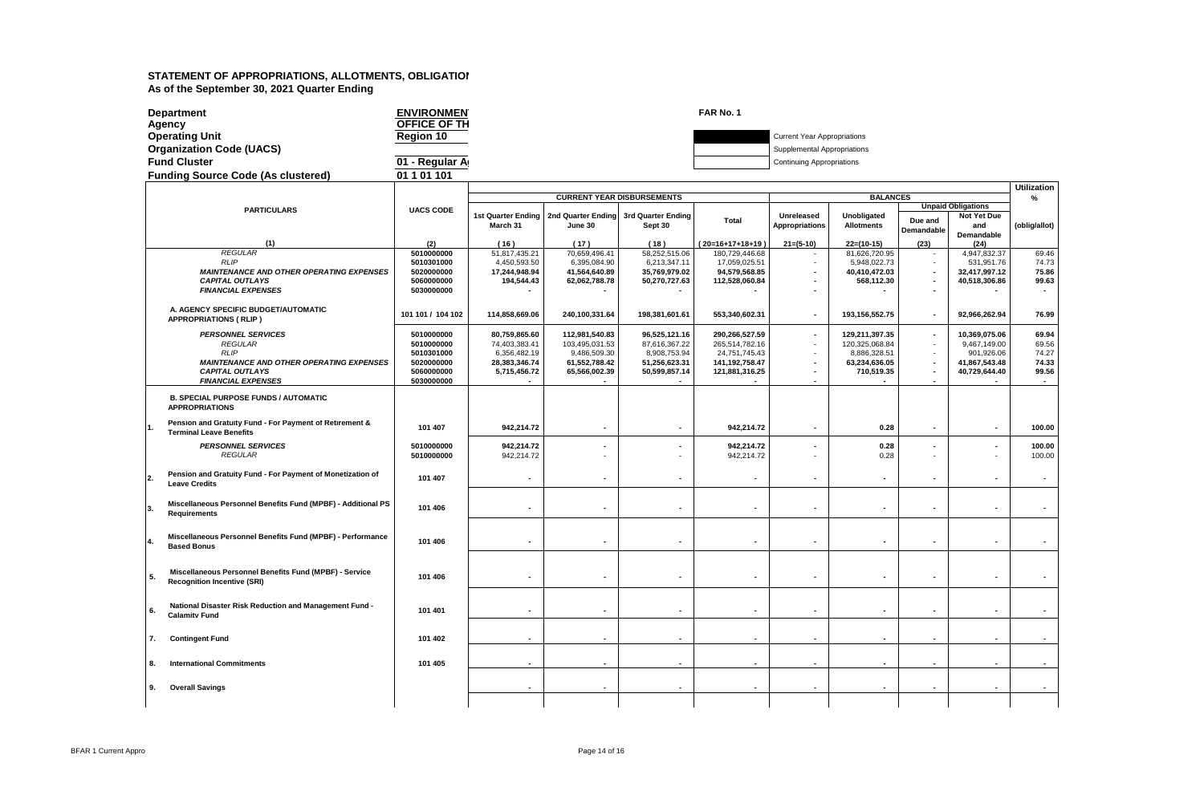# STATEMENT OF APPROPRIATIONS, ALLOTMENTS, OBLIGATION

**As of the September 30, 2021 Quarter Ending**

| | | | |
|---|---|---|---|
| **Department** | **ENVIRONMEN** | **FAR No. 1** | |
| **Agency** | **OFFICE OF TH** | | |
| **Operating Unit** | **Region 10** | | Current Year Appropriations |
| **Organization Code (UACS)** | | | Supplemental Appropriations |
| **Fund Cluster** | **01 - Regular A** | | Continuing Appropriations |
| **Funding Source Code (As clustered)** | **01 1 01 101** | | |

| PARTICULARS | UACS CODE | CURRENT YEAR DISBURSEMENTS | | | | BALANCES | | | | Utilization % |
|---|---|---|---|---|---|---|---|---|---|---|
| | | 1st Quarter Ending March 31 | 2nd Quarter Ending June 30 | 3rd Quarter Ending Sept 30 | Total | Unreleased Appropriations | Unobligated Allotments | Unpaid Obligations | | (oblig/allot) |
| | | | | | | | | Due and Demandable | Not Yet Due and Demandable | |
| (1) | (2) | (16) | (17) | (18) | (20=16+17+18+19) | 21=(5-10) | 22=(10-15) | (23) | (24) | |
| *REGULAR* | 5010000000 | 51,817,435.21 | 70,659,496.41 | 58,252,515.06 | 180,729,446.68 | - | 81,626,720.95 | - | 4,947,832.37 | 69.46 |
| *RLIP* | 5010301000 | 4,450,593.50 | 6,395,084.90 | 6,213,347.11 | 17,059,025.51 | - | 5,948,022.73 | - | 531,951.76 | 74.73 |
| ***MAINTENANCE AND OTHER OPERATING EXPENSES*** | 5020000000 | 17,244,948.94 | 41,564,640.89 | 35,769,979.02 | 94,579,568.85 | - | 40,410,472.03 | - | 32,417,997.12 | 75.86 |
| ***CAPITAL OUTLAYS*** | 5060000000 | 194,544.43 | 62,062,788.78 | 50,270,727.63 | 112,528,060.84 | - | 568,112.30 | - | 40,518,306.86 | 99.63 |
| ***FINANCIAL EXPENSES*** | 5030000000 | - | - | - | - | - | - | - | - | - |
| **A. AGENCY SPECIFIC BUDGET/AUTOMATIC APPROPRIATIONS ( RLIP )** | 101 101 / 104 102 | 114,858,669.06 | 240,100,331.64 | 198,381,601.61 | 553,340,602.31 | - | 193,156,552.75 | - | 92,966,262.94 | 76.99 |
| ***PERSONNEL SERVICES*** | 5010000000 | 80,759,865.60 | 112,981,540.83 | 96,525,121.16 | 290,266,527.59 | - | 129,211,397.35 | - | 10,369,075.06 | 69.94 |
| *REGULAR* | 5010000000 | 74,403,383.41 | 103,495,031.53 | 87,616,367.22 | 265,514,782.16 | - | 120,325,068.84 | - | 9,467,149.00 | 69.56 |
| *RLIP* | 5010301000 | 6,356,482.19 | 9,486,509.30 | 8,908,753.94 | 24,751,745.43 | - | 8,886,328.51 | - | 901,926.06 | 74.27 |
| ***MAINTENANCE AND OTHER OPERATING EXPENSES*** | 5020000000 | 28,383,346.74 | 61,552,788.42 | 51,256,623.31 | 141,192,758.47 | - | 63,234,636.05 | - | 41,867,543.48 | 74.33 |
| ***CAPITAL OUTLAYS*** | 5060000000 | 5,715,456.72 | 65,566,002.39 | 50,599,857.14 | 121,881,316.25 | - | 710,519.35 | - | 40,729,644.40 | 99.56 |
| ***FINANCIAL EXPENSES*** | 5030000000 | - | - | - | - | - | - | - | - | - |
| **B. SPECIAL PURPOSE FUNDS / AUTOMATIC APPROPRIATIONS** | | | | | | | | | | |
| **1. Pension and Gratuity Fund - For Payment of Retirement & Terminal Leave Benefits** | 101 407 | 942,214.72 | - | - | 942,214.72 | - | 0.28 | - | - | 100.00 |
| ***PERSONNEL SERVICES*** | 5010000000 | 942,214.72 | - | - | 942,214.72 | - | 0.28 | - | - | 100.00 |
| *REGULAR* | 5010000000 | 942,214.72 | - | - | 942,214.72 | - | 0.28 | - | - | 100.00 |
| **2. Pension and Gratuity Fund - For Payment of Monetization of Leave Credits** | 101 407 | - | - | - | - | - | - | - | - | - |
| **3. Miscellaneous Personnel Benefits Fund (MPBF) - Additional PS Requirements** | 101 406 | - | - | - | - | - | - | - | - | - |
| **4. Miscellaneous Personnel Benefits Fund (MPBF) - Performance Based Bonus** | 101 406 | - | - | - | - | - | - | - | - | - |
| **5. Miscellaneous Personnel Benefits Fund (MPBF) - Service Recognition Incentive (SRI)** | 101 406 | - | - | - | - | - | - | - | - | - |
| **6. National Disaster Risk Reduction and Management Fund - Calamity Fund** | 101 401 | - | - | - | - | - | - | - | - | - |
| **7. Contingent Fund** | 101 402 | - | - | - | - | - | - | - | - | - |
| **8. International Commitments** | 101 405 | - | - | - | - | - | - | - | - | - |
| **9. Overall Savings** | | - | - | - | - | - | - | - | - | - |

BFAR 1 Current Appro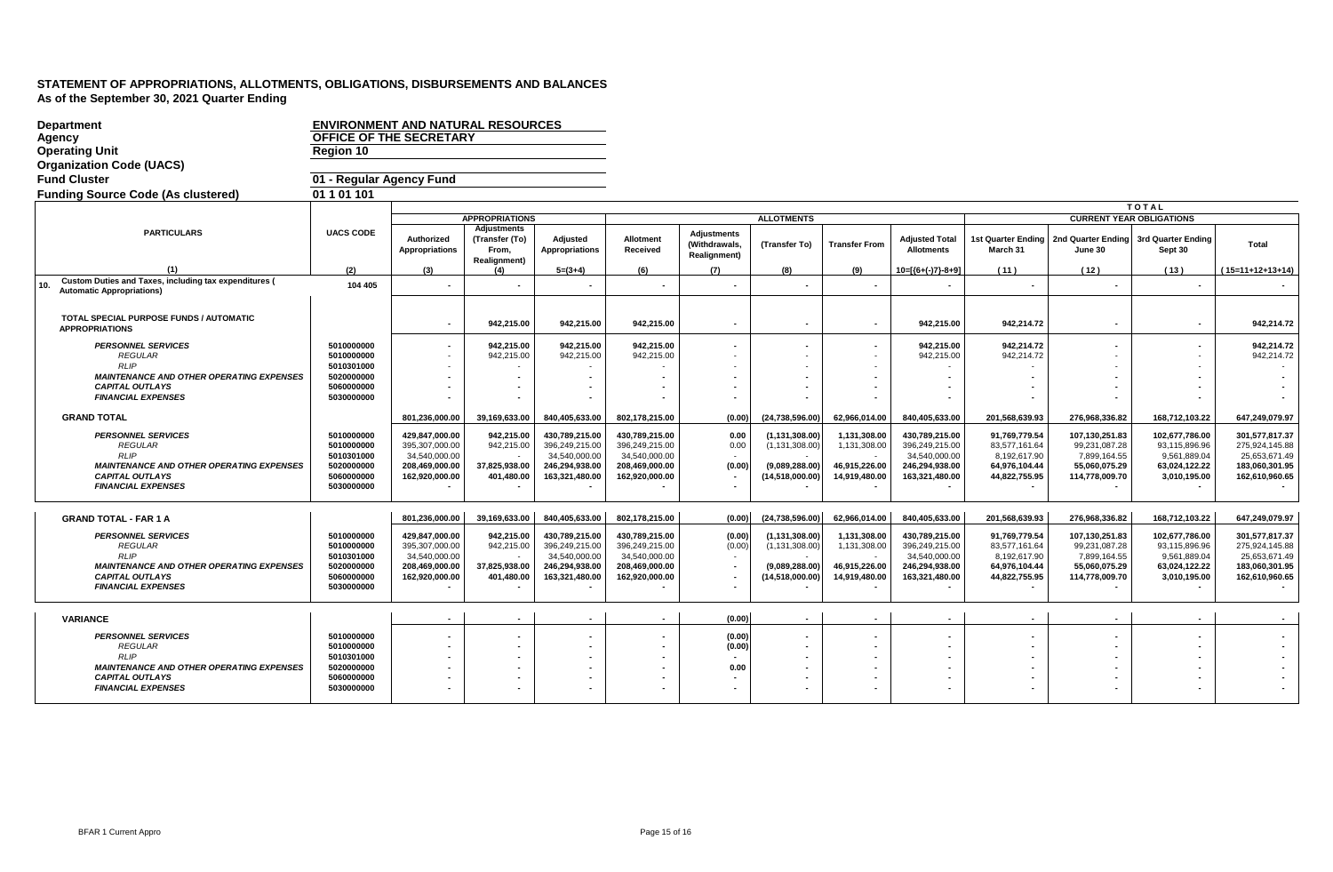# STATEMENT OF APPROPRIATIONS, ALLOTMENTS, OBLIGATIONS, DISBURSEMENTS AND BALANCES
## As of the September 30, 2021 Quarter Ending

**Department** ENVIRONMENT AND NATURAL RESOURCES
**Agency** OFFICE OF THE SECRETARY
**Operating Unit** Region 10
**Organization Code (UACS)**
**Fund Cluster** 01 - Regular Agency Fund
**Funding Source Code (As clustered)** 01 1 01 101

| PARTICULARS | UACS CODE | APPROPRIATIONS | | | ALLOTMENTS | | | | | TOTAL CURRENT YEAR OBLIGATIONS | | | |
|---|---|---|---|---|---|---|---|---|---|---|---|---|---|
| | | Authorized Appropriations | Adjustments (Transfer (To) From, Realignment) | Adjusted Appropriations | Allotment Received | Adjustments (Withdrawals, Realignment) | (Transfer To) | Transfer From | Adjusted Total Allotments | 1st Quarter Ending March 31 | 2nd Quarter Ending June 30 | 3rd Quarter Ending Sept 30 | Total |
| (1) | (2) | (3) | (4) | 5=(3+4) | (6) | (7) | (8) | (9) | 10=[(6+(-)7)-8+9] | (11) | (12) | (13) | (15=11+12+13+14) |
| 10. Custom Duties and Taxes, including tax expenditures ( Automatic Appropriations) | 104 405 | - | - | - | - | - | - | - | - | - | - | - | - |
| **TOTAL SPECIAL PURPOSE FUNDS / AUTOMATIC APPROPRIATIONS** | | - | 942,215.00 | 942,215.00 | 942,215.00 | - | - | - | 942,215.00 | 942,214.72 | - | - | 942,214.72 |
| *PERSONNEL SERVICES* | 5010000000 | - | 942,215.00 | 942,215.00 | 942,215.00 | - | - | - | 942,215.00 | 942,214.72 | - | - | 942,214.72 |
| *REGULAR* | 5010000000 | - | 942,215.00 | 942,215.00 | 942,215.00 | - | - | - | 942,215.00 | 942,214.72 | - | - | 942,214.72 |
| *RLIP* | 5010301000 | - | - | - | - | - | - | - | - | - | - | - | - |
| *MAINTENANCE AND OTHER OPERATING EXPENSES* | 5020000000 | - | - | - | - | - | - | - | - | - | - | - | - |
| *CAPITAL OUTLAYS* | 5060000000 | - | - | - | - | - | - | - | - | - | - | - | - |
| *FINANCIAL EXPENSES* | 5030000000 | - | - | - | - | - | - | - | - | - | - | - | - |
| **GRAND TOTAL** | | 801,236,000.00 | 39,169,633.00 | 840,405,633.00 | 802,178,215.00 | (0.00) | (24,738,596.00) | 62,966,014.00 | 840,405,633.00 | 201,568,639.93 | 276,968,336.82 | 168,712,103.22 | 647,249,079.97 |
| *PERSONNEL SERVICES* | 5010000000 | 429,847,000.00 | 942,215.00 | 430,789,215.00 | 430,789,215.00 | 0.00 | (1,131,308.00) | 1,131,308.00 | 430,789,215.00 | 91,769,779.54 | 107,130,251.83 | 102,677,786.00 | 301,577,817.37 |
| *REGULAR* | 5010000000 | 395,307,000.00 | 942,215.00 | 396,249,215.00 | 396,249,215.00 | 0.00 | (1,131,308.00) | 1,131,308.00 | 396,249,215.00 | 83,577,161.64 | 99,231,087.28 | 93,115,896.96 | 275,924,145.88 |
| *RLIP* | 5010301000 | 34,540,000.00 | - | 34,540,000.00 | 34,540,000.00 | - | - | - | 34,540,000.00 | 8,192,617.90 | 7,899,164.55 | 9,561,889.04 | 25,653,671.49 |
| *MAINTENANCE AND OTHER OPERATING EXPENSES* | 5020000000 | 208,469,000.00 | 37,825,938.00 | 246,294,938.00 | 208,469,000.00 | (0.00) | (9,089,288.00) | 46,915,226.00 | 246,294,938.00 | 64,976,104.44 | 55,060,079.29 | 63,024,122.22 | 183,060,301.95 |
| *CAPITAL OUTLAYS* | 5060000000 | 162,920,000.00 | 401,480.00 | 163,321,480.00 | 162,920,000.00 | - | (14,518,000.00) | 14,919,480.00 | 163,321,480.00 | 44,822,755.95 | 114,778,009.70 | 3,010,195.00 | 162,610,960.65 |
| *FINANCIAL EXPENSES* | 5030000000 | - | - | - | - | - | - | - | - | - | - | - | - |
| **GRAND TOTAL - FAR 1 A** | | 801,236,000.00 | 39,169,633.00 | 840,405,633.00 | 802,178,215.00 | (0.00) | (24,738,596.00) | 62,966,014.00 | 840,405,633.00 | 201,568,639.93 | 276,968,336.82 | 168,712,103.22 | 647,249,079.97 |
| *PERSONNEL SERVICES* | 5010000000 | 429,847,000.00 | 942,215.00 | 430,789,215.00 | 430,789,215.00 | (0.00) | (1,131,308.00) | 1,131,308.00 | 430,789,215.00 | 91,769,779.54 | 107,130,251.83 | 102,677,786.00 | 301,577,817.37 |
| *REGULAR* | 5010000000 | 395,307,000.00 | 942,215.00 | 396,249,215.00 | 396,249,215.00 | (0.00) | (1,131,308.00) | 1,131,308.00 | 396,249,215.00 | 83,577,161.64 | 99,231,087.28 | 93,115,896.96 | 275,924,145.88 |
| *RLIP* | 5010301000 | 34,540,000.00 | - | 34,540,000.00 | 34,540,000.00 | - | - | - | 34,540,000.00 | 8,192,617.90 | 7,899,164.55 | 9,561,889.04 | 25,653,671.49 |
| *MAINTENANCE AND OTHER OPERATING EXPENSES* | 5020000000 | 208,469,000.00 | 37,825,938.00 | 246,294,938.00 | 208,469,000.00 | - | (9,089,288.00) | 46,915,226.00 | 246,294,938.00 | 64,976,104.44 | 55,060,079.29 | 63,024,122.22 | 183,060,301.95 |
| *CAPITAL OUTLAYS* | 5060000000 | 162,920,000.00 | 401,480.00 | 163,321,480.00 | 162,920,000.00 | - | (14,518,000.00) | 14,919,480.00 | 163,321,480.00 | 44,822,755.95 | 114,778,009.70 | 3,010,195.00 | 162,610,960.65 |
| *FINANCIAL EXPENSES* | 5030000000 | - | - | - | - | - | - | - | - | - | - | - | - |
| **VARIANCE** | | - | - | - | - | (0.00) | - | - | - | - | - | - | - |
| *PERSONNEL SERVICES* | 5010000000 | - | - | - | - | (0.00) | - | - | - | - | - | - | - |
| *REGULAR* | 5010000000 | - | - | - | - | (0.00) | - | - | - | - | - | - | - |
| *RLIP* | 5010301000 | - | - | - | - | - | - | - | - | - | - | - | - |
| *MAINTENANCE AND OTHER OPERATING EXPENSES* | 5020000000 | - | - | - | - | 0.00 | - | - | - | - | - | - | - |
| *CAPITAL OUTLAYS* | 5060000000 | - | - | - | - | - | - | - | - | - | - | - | - |
| *FINANCIAL EXPENSES* | 5030000000 | - | - | - | - | - | - | - | - | - | - | - | - |

BFAR 1 Current Appro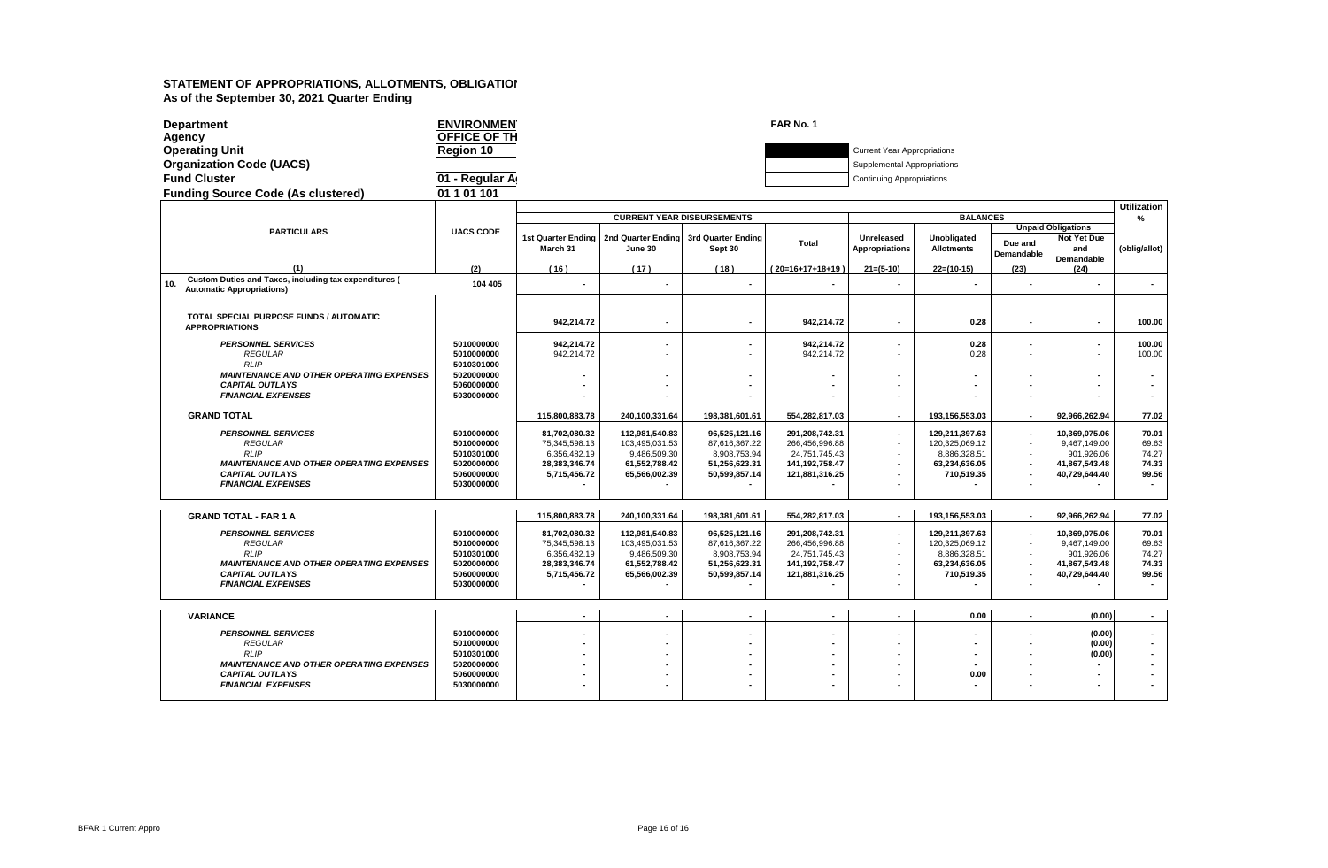# STATEMENT OF APPROPRIATIONS, ALLOTMENTS, OBLIGATION

**As of the September 30, 2021 Quarter Ending**

| | | | |
|---|---|---|---|
| **Department** | **ENVIRONMEN** | **FAR No. 1** | |
| **Agency** | **OFFICE OF TH** | | |
| **Operating Unit** | **Region 10** | | Current Year Appropriations |
| **Organization Code (UACS)** | | | Supplemental Appropriations |
| **Fund Cluster** | **01 - Regular A** | | Continuing Appropriations |
| **Funding Source Code (As clustered)** | **01 1 01 101** | | |

| PARTICULARS | UACS CODE | CURRENT YEAR DISBURSEMENTS | | | | BALANCES | | | | Utilization % |
|---|---|---|---|---|---|---|---|---|---|---|
| | | 1st Quarter Ending March 31 | 2nd Quarter Ending June 30 | 3rd Quarter Ending Sept 30 | Total | Unreleased Appropriations | Unobligated Allotments | Unpaid Obligations | | |
| | | | | | | | | Due and Demandable | Not Yet Due and Demandable | (oblig/allot) |
| (1) | (2) | (16) | (17) | (18) | (20=16+17+18+19) | 21=(5-10) | 22=(10-15) | (23) | (24) | |
| 10. Custom Duties and Taxes, including tax expenditures ( Automatic Appropriations) | 104 405 | - | - | - | - | - | - | - | - | - |
| **TOTAL SPECIAL PURPOSE FUNDS / AUTOMATIC APPROPRIATIONS** | | 942,214.72 | - | - | 942,214.72 | - | 0.28 | - | - | 100.00 |
| ***PERSONNEL SERVICES*** | 5010000000 | 942,214.72 | - | - | 942,214.72 | - | 0.28 | - | - | 100.00 |
| *REGULAR* | 5010000000 | 942,214.72 | - | - | 942,214.72 | - | 0.28 | - | - | 100.00 |
| *RLIP* | 5010301000 | - | - | - | - | - | - | - | - | - |
| ***MAINTENANCE AND OTHER OPERATING EXPENSES*** | 5020000000 | - | - | - | - | - | - | - | - | - |
| ***CAPITAL OUTLAYS*** | 5060000000 | - | - | - | - | - | - | - | - | - |
| ***FINANCIAL EXPENSES*** | 5030000000 | - | - | - | - | - | - | - | - | - |
| **GRAND TOTAL** | | 115,800,883.78 | 240,100,331.64 | 198,381,601.61 | 554,282,817.03 | - | 193,156,553.03 | - | 92,966,262.94 | 77.02 |
| ***PERSONNEL SERVICES*** | 5010000000 | 81,702,080.32 | 112,981,540.83 | 96,525,121.16 | 291,208,742.31 | - | 129,211,397.63 | - | 10,369,075.06 | 70.01 |
| *REGULAR* | 5010000000 | 75,345,598.13 | 103,495,031.53 | 87,616,367.22 | 266,456,996.88 | - | 120,325,069.12 | - | 9,467,149.00 | 69.63 |
| *RLIP* | 5010301000 | 6,356,482.19 | 9,486,509.30 | 8,908,753.94 | 24,751,745.43 | - | 8,886,328.51 | - | 901,926.06 | 74.27 |
| ***MAINTENANCE AND OTHER OPERATING EXPENSES*** | 5020000000 | 28,383,346.74 | 61,552,788.42 | 51,256,623.31 | 141,192,758.47 | - | 63,234,636.05 | - | 41,867,543.48 | 74.33 |
| ***CAPITAL OUTLAYS*** | 5060000000 | 5,715,456.72 | 65,566,002.39 | 50,599,857.14 | 121,881,316.25 | - | 710,519.35 | - | 40,729,644.40 | 99.56 |
| ***FINANCIAL EXPENSES*** | 5030000000 | - | - | - | - | - | - | - | - | - |
| **GRAND TOTAL - FAR 1 A** | | 115,800,883.78 | 240,100,331.64 | 198,381,601.61 | 554,282,817.03 | - | 193,156,553.03 | - | 92,966,262.94 | 77.02 |
| ***PERSONNEL SERVICES*** | 5010000000 | 81,702,080.32 | 112,981,540.83 | 96,525,121.16 | 291,208,742.31 | - | 129,211,397.63 | - | 10,369,075.06 | 70.01 |
| *REGULAR* | 5010000000 | 75,345,598.13 | 103,495,031.53 | 87,616,367.22 | 266,456,996.88 | - | 120,325,069.12 | - | 9,467,149.00 | 69.63 |
| *RLIP* | 5010301000 | 6,356,482.19 | 9,486,509.30 | 8,908,753.94 | 24,751,745.43 | - | 8,886,328.51 | - | 901,926.06 | 74.27 |
| ***MAINTENANCE AND OTHER OPERATING EXPENSES*** | 5020000000 | 28,383,346.74 | 61,552,788.42 | 51,256,623.31 | 141,192,758.47 | - | 63,234,636.05 | - | 41,867,543.48 | 74.33 |
| ***CAPITAL OUTLAYS*** | 5060000000 | 5,715,456.72 | 65,566,002.39 | 50,599,857.14 | 121,881,316.25 | - | 710,519.35 | - | 40,729,644.40 | 99.56 |
| ***FINANCIAL EXPENSES*** | 5030000000 | - | - | - | - | - | - | - | - | - |
| **VARIANCE** | | - | - | - | - | - | 0.00 | - | (0.00) | - |
| ***PERSONNEL SERVICES*** | 5010000000 | - | - | - | - | - | - | - | (0.00) | - |
| *REGULAR* | 5010000000 | - | - | - | - | - | - | - | (0.00) | - |
| *RLIP* | 5010301000 | - | - | - | - | - | - | - | (0.00) | - |
| ***MAINTENANCE AND OTHER OPERATING EXPENSES*** | 5020000000 | - | - | - | - | - | - | - | - | - |
| ***CAPITAL OUTLAYS*** | 5060000000 | - | - | - | - | - | 0.00 | - | - | - |
| ***FINANCIAL EXPENSES*** | 5030000000 | - | - | - | - | - | - | - | - | - |

BFAR 1 Current Appro